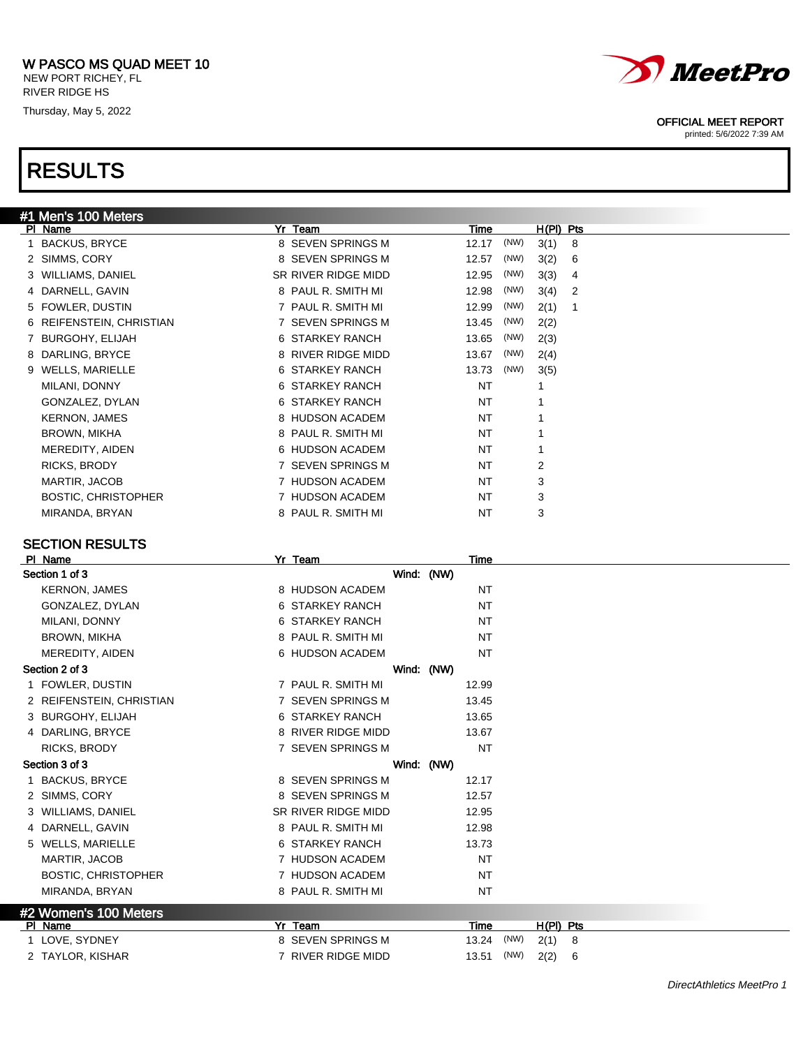W PASCO MS QUAD MEET 10
NEW PORT RICHEY, FL
RIVER RIDGE HS
Thursday, May 5, 2022

OFFICIAL MEET REPORT
printed: 5/6/2022 7:39 AM

# RESULTS

## #1 Men's 100 Meters

| Pl | Name | Yr | Team | Time | | H(Pl) | Pts |
|---|---|---|---|---|---|---|---|
| 1 | BACKUS, BRYCE | 8 | SEVEN SPRINGS M | 12.17 | (NW) | 3(1) | 8 |
| 2 | SIMMS, CORY | 8 | SEVEN SPRINGS M | 12.57 | (NW) | 3(2) | 6 |
| 3 | WILLIAMS, DANIEL | SR | RIVER RIDGE MIDD | 12.95 | (NW) | 3(3) | 4 |
| 4 | DARNELL, GAVIN | 8 | PAUL R. SMITH MI | 12.98 | (NW) | 3(4) | 2 |
| 5 | FOWLER, DUSTIN | 7 | PAUL R. SMITH MI | 12.99 | (NW) | 2(1) | 1 |
| 6 | REIFENSTEIN, CHRISTIAN | 7 | SEVEN SPRINGS M | 13.45 | (NW) | 2(2) | |
| 7 | BURGOHY, ELIJAH | 6 | STARKEY RANCH | 13.65 | (NW) | 2(3) | |
| 8 | DARLING, BRYCE | 8 | RIVER RIDGE MIDD | 13.67 | (NW) | 2(4) | |
| 9 | WELLS, MARIELLE | 6 | STARKEY RANCH | 13.73 | (NW) | 3(5) | |
| | MILANI, DONNY | 6 | STARKEY RANCH | NT | | 1 | |
| | GONZALEZ, DYLAN | 6 | STARKEY RANCH | NT | | 1 | |
| | KERNON, JAMES | 8 | HUDSON ACADEM | NT | | 1 | |
| | BROWN, MIKHA | 8 | PAUL R. SMITH MI | NT | | 1 | |
| | MEREDITY, AIDEN | 6 | HUDSON ACADEM | NT | | 1 | |
| | RICKS, BRODY | 7 | SEVEN SPRINGS M | NT | | 2 | |
| | MARTIR, JACOB | 7 | HUDSON ACADEM | NT | | 3 | |
| | BOSTIC, CHRISTOPHER | 7 | HUDSON ACADEM | NT | | 3 | |
| | MIRANDA, BRYAN | 8 | PAUL R. SMITH MI | NT | | 3 | |

### SECTION RESULTS

| Pl | Name | Yr | Team | Time |
|---|---|---|---|---|
| **Section 1 of 3** | | | Wind: (NW) | |
| | KERNON, JAMES | 8 | HUDSON ACADEM | NT |
| | GONZALEZ, DYLAN | 6 | STARKEY RANCH | NT |
| | MILANI, DONNY | 6 | STARKEY RANCH | NT |
| | BROWN, MIKHA | 8 | PAUL R. SMITH MI | NT |
| | MEREDITY, AIDEN | 6 | HUDSON ACADEM | NT |
| **Section 2 of 3** | | | Wind: (NW) | |
| 1 | FOWLER, DUSTIN | 7 | PAUL R. SMITH MI | 12.99 |
| 2 | REIFENSTEIN, CHRISTIAN | 7 | SEVEN SPRINGS M | 13.45 |
| 3 | BURGOHY, ELIJAH | 6 | STARKEY RANCH | 13.65 |
| 4 | DARLING, BRYCE | 8 | RIVER RIDGE MIDD | 13.67 |
| | RICKS, BRODY | 7 | SEVEN SPRINGS M | NT |
| **Section 3 of 3** | | | Wind: (NW) | |
| 1 | BACKUS, BRYCE | 8 | SEVEN SPRINGS M | 12.17 |
| 2 | SIMMS, CORY | 8 | SEVEN SPRINGS M | 12.57 |
| 3 | WILLIAMS, DANIEL | SR | RIVER RIDGE MIDD | 12.95 |
| 4 | DARNELL, GAVIN | 8 | PAUL R. SMITH MI | 12.98 |
| 5 | WELLS, MARIELLE | 6 | STARKEY RANCH | 13.73 |
| | MARTIR, JACOB | 7 | HUDSON ACADEM | NT |
| | BOSTIC, CHRISTOPHER | 7 | HUDSON ACADEM | NT |
| | MIRANDA, BRYAN | 8 | PAUL R. SMITH MI | NT |

## #2 Women's 100 Meters

| Pl | Name | Yr | Team | Time | | H(Pl) | Pts |
|---|---|---|---|---|---|---|---|
| 1 | LOVE, SYDNEY | 8 | SEVEN SPRINGS M | 13.24 | (NW) | 2(1) | 8 |
| 2 | TAYLOR, KISHAR | 7 | RIVER RIDGE MIDD | 13.51 | (NW) | 2(2) | 6 |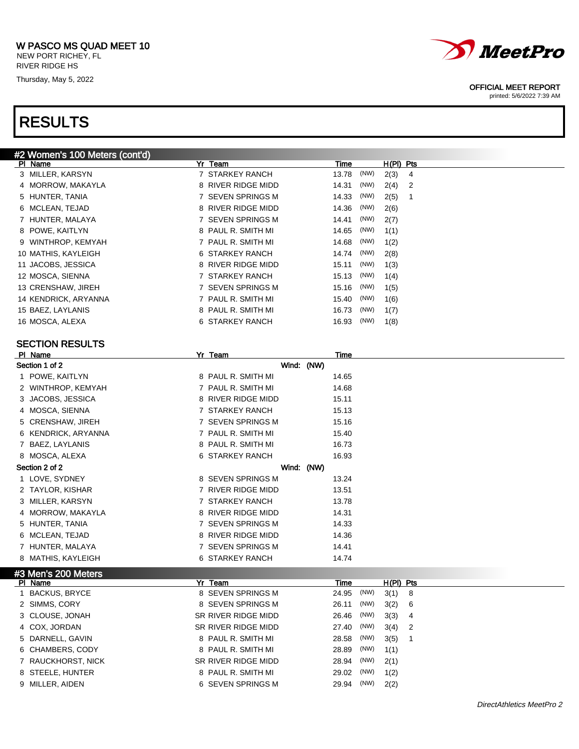W PASCO MS QUAD MEET 10
NEW PORT RICHEY, FL
RIVER RIDGE HS
Thursday, May 5, 2022

OFFICIAL MEET REPORT
printed: 5/6/2022 7:39 AM

# RESULTS

## #2 Women's 100 Meters (cont'd)

| Pl | Name | Yr | Team | Time | | H(Pl) | Pts |
|---|---|---|---|---|---|---|---|
| 3 | MILLER, KARSYN | 7 | STARKEY RANCH | 13.78 | (NW) | 2(3) | 4 |
| 4 | MORROW, MAKAYLA | 8 | RIVER RIDGE MIDD | 14.31 | (NW) | 2(4) | 2 |
| 5 | HUNTER, TANIA | 7 | SEVEN SPRINGS M | 14.33 | (NW) | 2(5) | 1 |
| 6 | MCLEAN, TEJAD | 8 | RIVER RIDGE MIDD | 14.36 | (NW) | 2(6) | |
| 7 | HUNTER, MALAYA | 7 | SEVEN SPRINGS M | 14.41 | (NW) | 2(7) | |
| 8 | POWE, KAITLYN | 8 | PAUL R. SMITH MI | 14.65 | (NW) | 1(1) | |
| 9 | WINTHROP, KEMYAH | 7 | PAUL R. SMITH MI | 14.68 | (NW) | 1(2) | |
| 10 | MATHIS, KAYLEIGH | 6 | STARKEY RANCH | 14.74 | (NW) | 2(8) | |
| 11 | JACOBS, JESSICA | 8 | RIVER RIDGE MIDD | 15.11 | (NW) | 1(3) | |
| 12 | MOSCA, SIENNA | 7 | STARKEY RANCH | 15.13 | (NW) | 1(4) | |
| 13 | CRENSHAW, JIREH | 7 | SEVEN SPRINGS M | 15.16 | (NW) | 1(5) | |
| 14 | KENDRICK, ARYANNA | 7 | PAUL R. SMITH MI | 15.40 | (NW) | 1(6) | |
| 15 | BAEZ, LAYLANIS | 8 | PAUL R. SMITH MI | 16.73 | (NW) | 1(7) | |
| 16 | MOSCA, ALEXA | 6 | STARKEY RANCH | 16.93 | (NW) | 1(8) | |

### SECTION RESULTS

| Pl | Name | Yr | Team | Time |
|---|---|---|---|---|
| **Section 1 of 2** | | | Wind: (NW) | |
| 1 | POWE, KAITLYN | 8 | PAUL R. SMITH MI | 14.65 |
| 2 | WINTHROP, KEMYAH | 7 | PAUL R. SMITH MI | 14.68 |
| 3 | JACOBS, JESSICA | 8 | RIVER RIDGE MIDD | 15.11 |
| 4 | MOSCA, SIENNA | 7 | STARKEY RANCH | 15.13 |
| 5 | CRENSHAW, JIREH | 7 | SEVEN SPRINGS M | 15.16 |
| 6 | KENDRICK, ARYANNA | 7 | PAUL R. SMITH MI | 15.40 |
| 7 | BAEZ, LAYLANIS | 8 | PAUL R. SMITH MI | 16.73 |
| 8 | MOSCA, ALEXA | 6 | STARKEY RANCH | 16.93 |
| **Section 2 of 2** | | | Wind: (NW) | |
| 1 | LOVE, SYDNEY | 8 | SEVEN SPRINGS M | 13.24 |
| 2 | TAYLOR, KISHAR | 7 | RIVER RIDGE MIDD | 13.51 |
| 3 | MILLER, KARSYN | 7 | STARKEY RANCH | 13.78 |
| 4 | MORROW, MAKAYLA | 8 | RIVER RIDGE MIDD | 14.31 |
| 5 | HUNTER, TANIA | 7 | SEVEN SPRINGS M | 14.33 |
| 6 | MCLEAN, TEJAD | 8 | RIVER RIDGE MIDD | 14.36 |
| 7 | HUNTER, MALAYA | 7 | SEVEN SPRINGS M | 14.41 |
| 8 | MATHIS, KAYLEIGH | 6 | STARKEY RANCH | 14.74 |

## #3 Men's 200 Meters

| Pl | Name | Yr | Team | Time | | H(Pl) | Pts |
|---|---|---|---|---|---|---|---|
| 1 | BACKUS, BRYCE | 8 | SEVEN SPRINGS M | 24.95 | (NW) | 3(1) | 8 |
| 2 | SIMMS, CORY | 8 | SEVEN SPRINGS M | 26.11 | (NW) | 3(2) | 6 |
| 3 | CLOUSE, JONAH | SR | RIVER RIDGE MIDD | 26.46 | (NW) | 3(3) | 4 |
| 4 | COX, JORDAN | SR | RIVER RIDGE MIDD | 27.40 | (NW) | 3(4) | 2 |
| 5 | DARNELL, GAVIN | 8 | PAUL R. SMITH MI | 28.58 | (NW) | 3(5) | 1 |
| 6 | CHAMBERS, CODY | 8 | PAUL R. SMITH MI | 28.89 | (NW) | 1(1) | |
| 7 | RAUCKHORST, NICK | SR | RIVER RIDGE MIDD | 28.94 | (NW) | 2(1) | |
| 8 | STEELE, HUNTER | 8 | PAUL R. SMITH MI | 29.02 | (NW) | 1(2) | |
| 9 | MILLER, AIDEN | 6 | SEVEN SPRINGS M | 29.94 | (NW) | 2(2) | |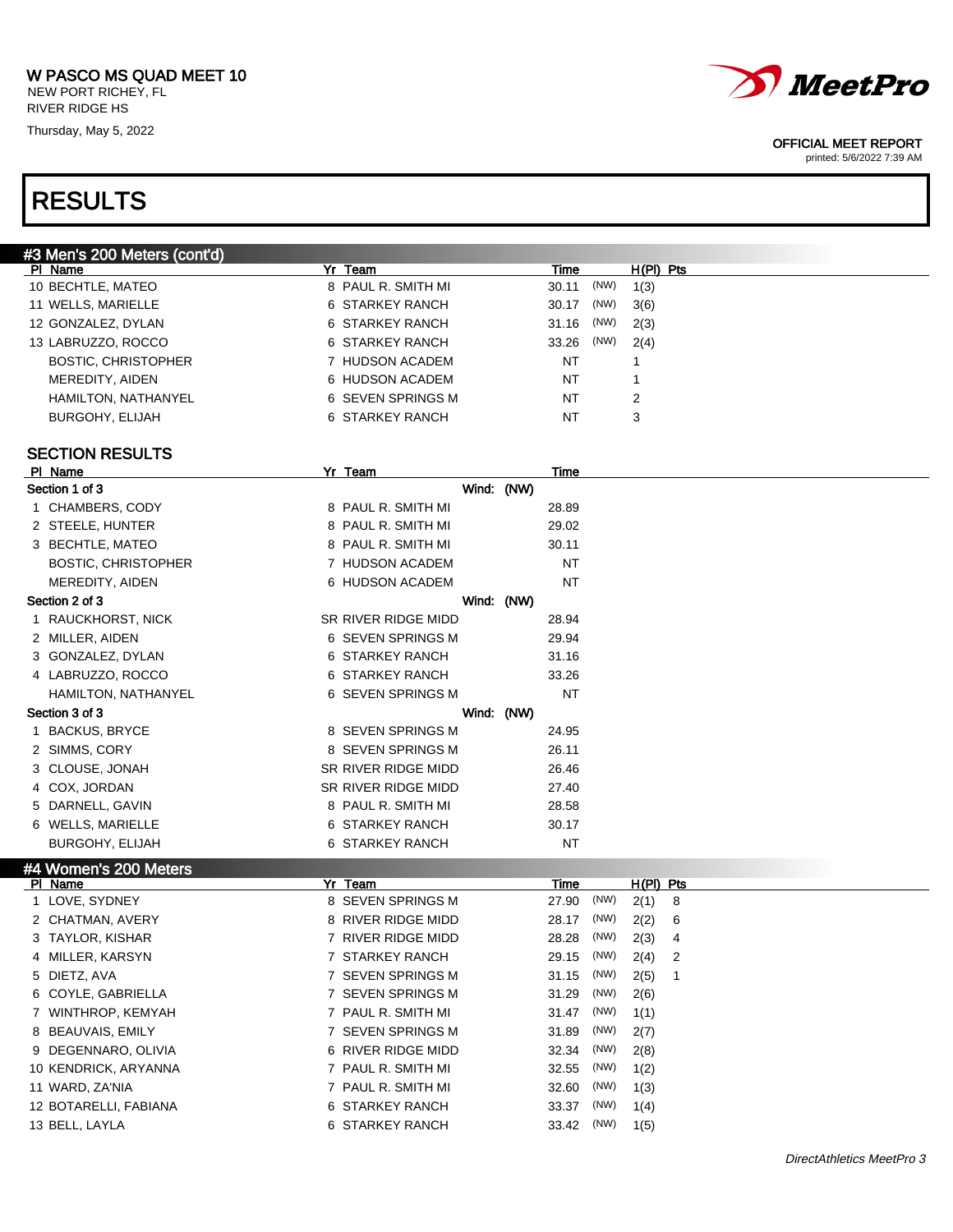# RESULTS

## #3 Men's 200 Meters (cont'd)

| Pl | Name | Yr | Team | Time | | H(Pl) | Pts |
|---|---|---|---|---|---|---|---|
| 10 | BECHTLE, MATEO | 8 | PAUL R. SMITH MI | 30.11 | (NW) | 1(3) | |
| 11 | WELLS, MARIELLE | 6 | STARKEY RANCH | 30.17 | (NW) | 3(6) | |
| 12 | GONZALEZ, DYLAN | 6 | STARKEY RANCH | 31.16 | (NW) | 2(3) | |
| 13 | LABRUZZO, ROCCO | 6 | STARKEY RANCH | 33.26 | (NW) | 2(4) | |
| | BOSTIC, CHRISTOPHER | 7 | HUDSON ACADEM | NT | | 1 | |
| | MEREDITY, AIDEN | 6 | HUDSON ACADEM | NT | | 1 | |
| | HAMILTON, NATHANYEL | 6 | SEVEN SPRINGS M | NT | | 2 | |
| | BURGOHY, ELIJAH | 6 | STARKEY RANCH | NT | | 3 | |

### SECTION RESULTS

| Pl | Name | Yr | Team | Time |
|---|---|---|---|---|
| **Section 1 of 3** | | | Wind: (NW) | |
| 1 | CHAMBERS, CODY | 8 | PAUL R. SMITH MI | 28.89 |
| 2 | STEELE, HUNTER | 8 | PAUL R. SMITH MI | 29.02 |
| 3 | BECHTLE, MATEO | 8 | PAUL R. SMITH MI | 30.11 |
| | BOSTIC, CHRISTOPHER | 7 | HUDSON ACADEM | NT |
| | MEREDITY, AIDEN | 6 | HUDSON ACADEM | NT |
| **Section 2 of 3** | | | Wind: (NW) | |
| 1 | RAUCKHORST, NICK | SR | RIVER RIDGE MIDD | 28.94 |
| 2 | MILLER, AIDEN | 6 | SEVEN SPRINGS M | 29.94 |
| 3 | GONZALEZ, DYLAN | 6 | STARKEY RANCH | 31.16 |
| 4 | LABRUZZO, ROCCO | 6 | STARKEY RANCH | 33.26 |
| | HAMILTON, NATHANYEL | 6 | SEVEN SPRINGS M | NT |
| **Section 3 of 3** | | | Wind: (NW) | |
| 1 | BACKUS, BRYCE | 8 | SEVEN SPRINGS M | 24.95 |
| 2 | SIMMS, CORY | 8 | SEVEN SPRINGS M | 26.11 |
| 3 | CLOUSE, JONAH | SR | RIVER RIDGE MIDD | 26.46 |
| 4 | COX, JORDAN | SR | RIVER RIDGE MIDD | 27.40 |
| 5 | DARNELL, GAVIN | 8 | PAUL R. SMITH MI | 28.58 |
| 6 | WELLS, MARIELLE | 6 | STARKEY RANCH | 30.17 |
| | BURGOHY, ELIJAH | 6 | STARKEY RANCH | NT |

## #4 Women's 200 Meters

| Pl | Name | Yr | Team | Time | | H(Pl) | Pts |
|---|---|---|---|---|---|---|---|
| 1 | LOVE, SYDNEY | 8 | SEVEN SPRINGS M | 27.90 | (NW) | 2(1) | 8 |
| 2 | CHATMAN, AVERY | 8 | RIVER RIDGE MIDD | 28.17 | (NW) | 2(2) | 6 |
| 3 | TAYLOR, KISHAR | 7 | RIVER RIDGE MIDD | 28.28 | (NW) | 2(3) | 4 |
| 4 | MILLER, KARSYN | 7 | STARKEY RANCH | 29.15 | (NW) | 2(4) | 2 |
| 5 | DIETZ, AVA | 7 | SEVEN SPRINGS M | 31.15 | (NW) | 2(5) | 1 |
| 6 | COYLE, GABRIELLA | 7 | SEVEN SPRINGS M | 31.29 | (NW) | 2(6) | |
| 7 | WINTHROP, KEMYAH | 7 | PAUL R. SMITH MI | 31.47 | (NW) | 1(1) | |
| 8 | BEAUVAIS, EMILY | 7 | SEVEN SPRINGS M | 31.89 | (NW) | 2(7) | |
| 9 | DEGENNARO, OLIVIA | 6 | RIVER RIDGE MIDD | 32.34 | (NW) | 2(8) | |
| 10 | KENDRICK, ARYANNA | 7 | PAUL R. SMITH MI | 32.55 | (NW) | 1(2) | |
| 11 | WARD, ZA'NIA | 7 | PAUL R. SMITH MI | 32.60 | (NW) | 1(3) | |
| 12 | BOTARELLI, FABIANA | 6 | STARKEY RANCH | 33.37 | (NW) | 1(4) | |
| 13 | BELL, LAYLA | 6 | STARKEY RANCH | 33.42 | (NW) | 1(5) | |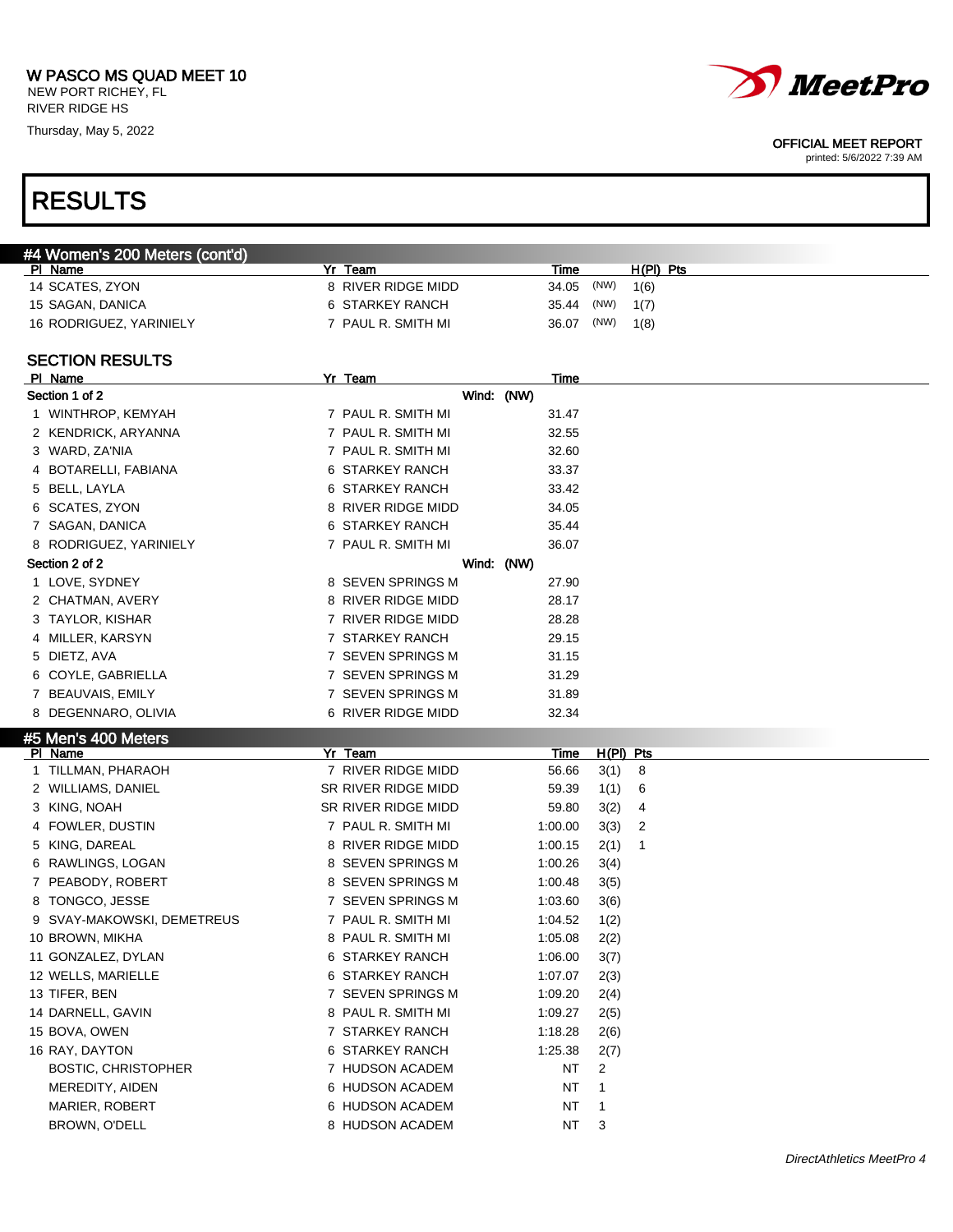W PASCO MS QUAD MEET 10
NEW PORT RICHEY, FL
RIVER RIDGE HS
Thursday, May 5, 2022

OFFICIAL MEET REPORT
printed: 5/6/2022 7:39 AM

# RESULTS

## #4 Women's 200 Meters (cont'd)

| Pl | Name | Yr | Team | Time | | H(Pl) | Pts |
|---|---|---|---|---|---|---|---|
| 14 | SCATES, ZYON | 8 | RIVER RIDGE MIDD | 34.05 | (NW) | 1(6) | |
| 15 | SAGAN, DANICA | 6 | STARKEY RANCH | 35.44 | (NW) | 1(7) | |
| 16 | RODRIGUEZ, YARINIELY | 7 | PAUL R. SMITH MI | 36.07 | (NW) | 1(8) | |

### SECTION RESULTS

| Pl | Name | Yr | Team | Time |
|---|---|---|---|---|
| **Section 1 of 2** | | | Wind: (NW) | |
| 1 | WINTHROP, KEMYAH | 7 | PAUL R. SMITH MI | 31.47 |
| 2 | KENDRICK, ARYANNA | 7 | PAUL R. SMITH MI | 32.55 |
| 3 | WARD, ZA'NIA | 7 | PAUL R. SMITH MI | 32.60 |
| 4 | BOTARELLI, FABIANA | 6 | STARKEY RANCH | 33.37 |
| 5 | BELL, LAYLA | 6 | STARKEY RANCH | 33.42 |
| 6 | SCATES, ZYON | 8 | RIVER RIDGE MIDD | 34.05 |
| 7 | SAGAN, DANICA | 6 | STARKEY RANCH | 35.44 |
| 8 | RODRIGUEZ, YARINIELY | 7 | PAUL R. SMITH MI | 36.07 |
| **Section 2 of 2** | | | Wind: (NW) | |
| 1 | LOVE, SYDNEY | 8 | SEVEN SPRINGS M | 27.90 |
| 2 | CHATMAN, AVERY | 8 | RIVER RIDGE MIDD | 28.17 |
| 3 | TAYLOR, KISHAR | 7 | RIVER RIDGE MIDD | 28.28 |
| 4 | MILLER, KARSYN | 7 | STARKEY RANCH | 29.15 |
| 5 | DIETZ, AVA | 7 | SEVEN SPRINGS M | 31.15 |
| 6 | COYLE, GABRIELLA | 7 | SEVEN SPRINGS M | 31.29 |
| 7 | BEAUVAIS, EMILY | 7 | SEVEN SPRINGS M | 31.89 |
| 8 | DEGENNARO, OLIVIA | 6 | RIVER RIDGE MIDD | 32.34 |

## #5 Men's 400 Meters

| Pl | Name | Yr | Team | Time | H(Pl) | Pts |
|---|---|---|---|---|---|---|
| 1 | TILLMAN, PHARAOH | 7 | RIVER RIDGE MIDD | 56.66 | 3(1) | 8 |
| 2 | WILLIAMS, DANIEL | SR | RIVER RIDGE MIDD | 59.39 | 1(1) | 6 |
| 3 | KING, NOAH | SR | RIVER RIDGE MIDD | 59.80 | 3(2) | 4 |
| 4 | FOWLER, DUSTIN | 7 | PAUL R. SMITH MI | 1:00.00 | 3(3) | 2 |
| 5 | KING, DAREAL | 8 | RIVER RIDGE MIDD | 1:00.15 | 2(1) | 1 |
| 6 | RAWLINGS, LOGAN | 8 | SEVEN SPRINGS M | 1:00.26 | 3(4) | |
| 7 | PEABODY, ROBERT | 8 | SEVEN SPRINGS M | 1:00.48 | 3(5) | |
| 8 | TONGCO, JESSE | 7 | SEVEN SPRINGS M | 1:03.60 | 3(6) | |
| 9 | SVAY-MAKOWSKI, DEMETREUS | 7 | PAUL R. SMITH MI | 1:04.52 | 1(2) | |
| 10 | BROWN, MIKHA | 8 | PAUL R. SMITH MI | 1:05.08 | 2(2) | |
| 11 | GONZALEZ, DYLAN | 6 | STARKEY RANCH | 1:06.00 | 3(7) | |
| 12 | WELLS, MARIELLE | 6 | STARKEY RANCH | 1:07.07 | 2(3) | |
| 13 | TIFER, BEN | 7 | SEVEN SPRINGS M | 1:09.20 | 2(4) | |
| 14 | DARNELL, GAVIN | 8 | PAUL R. SMITH MI | 1:09.27 | 2(5) | |
| 15 | BOVA, OWEN | 7 | STARKEY RANCH | 1:18.28 | 2(6) | |
| 16 | RAY, DAYTON | 6 | STARKEY RANCH | 1:25.38 | 2(7) | |
| | BOSTIC, CHRISTOPHER | 7 | HUDSON ACADEM | NT | 2 | |
| | MEREDITY, AIDEN | 6 | HUDSON ACADEM | NT | 1 | |
| | MARIER, ROBERT | 6 | HUDSON ACADEM | NT | 1 | |
| | BROWN, O'DELL | 8 | HUDSON ACADEM | NT | 3 | |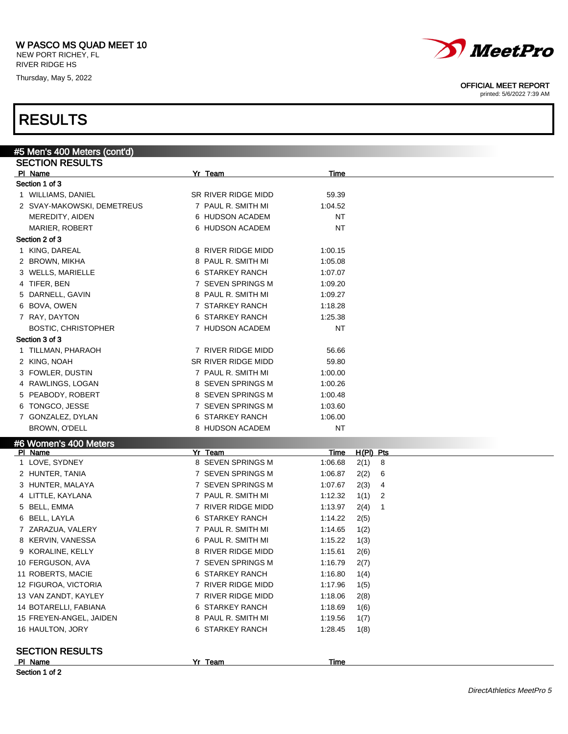# RESULTS

## #5 Men's 400 Meters (cont'd)

### SECTION RESULTS

| Pl | Name | Yr | Team | Time |
|---|---|---|---|---|
| **Section 1 of 3** | | | | |
| 1 | WILLIAMS, DANIEL | SR | RIVER RIDGE MIDD | 59.39 |
| 2 | SVAY-MAKOWSKI, DEMETREUS | 7 | PAUL R. SMITH MI | 1:04.52 |
| | MEREDITY, AIDEN | 6 | HUDSON ACADEM | NT |
| | MARIER, ROBERT | 6 | HUDSON ACADEM | NT |
| **Section 2 of 3** | | | | |
| 1 | KING, DAREAL | 8 | RIVER RIDGE MIDD | 1:00.15 |
| 2 | BROWN, MIKHA | 8 | PAUL R. SMITH MI | 1:05.08 |
| 3 | WELLS, MARIELLE | 6 | STARKEY RANCH | 1:07.07 |
| 4 | TIFER, BEN | 7 | SEVEN SPRINGS M | 1:09.20 |
| 5 | DARNELL, GAVIN | 8 | PAUL R. SMITH MI | 1:09.27 |
| 6 | BOVA, OWEN | 7 | STARKEY RANCH | 1:18.28 |
| 7 | RAY, DAYTON | 6 | STARKEY RANCH | 1:25.38 |
| | BOSTIC, CHRISTOPHER | 7 | HUDSON ACADEM | NT |
| **Section 3 of 3** | | | | |
| 1 | TILLMAN, PHARAOH | 7 | RIVER RIDGE MIDD | 56.66 |
| 2 | KING, NOAH | SR | RIVER RIDGE MIDD | 59.80 |
| 3 | FOWLER, DUSTIN | 7 | PAUL R. SMITH MI | 1:00.00 |
| 4 | RAWLINGS, LOGAN | 8 | SEVEN SPRINGS M | 1:00.26 |
| 5 | PEABODY, ROBERT | 8 | SEVEN SPRINGS M | 1:00.48 |
| 6 | TONGCO, JESSE | 7 | SEVEN SPRINGS M | 1:03.60 |
| 7 | GONZALEZ, DYLAN | 6 | STARKEY RANCH | 1:06.00 |
| | BROWN, O'DELL | 8 | HUDSON ACADEM | NT |

## #6 Women's 400 Meters

| Pl | Name | Yr | Team | Time | H(Pl) | Pts |
|---|---|---|---|---|---|---|
| 1 | LOVE, SYDNEY | 8 | SEVEN SPRINGS M | 1:06.68 | 2(1) | 8 |
| 2 | HUNTER, TANIA | 7 | SEVEN SPRINGS M | 1:06.87 | 2(2) | 6 |
| 3 | HUNTER, MALAYA | 7 | SEVEN SPRINGS M | 1:07.67 | 2(3) | 4 |
| 4 | LITTLE, KAYLANA | 7 | PAUL R. SMITH MI | 1:12.32 | 1(1) | 2 |
| 5 | BELL, EMMA | 7 | RIVER RIDGE MIDD | 1:13.97 | 2(4) | 1 |
| 6 | BELL, LAYLA | 6 | STARKEY RANCH | 1:14.22 | 2(5) | |
| 7 | ZARAZUA, VALERY | 7 | PAUL R. SMITH MI | 1:14.65 | 1(2) | |
| 8 | KERVIN, VANESSA | 6 | PAUL R. SMITH MI | 1:15.22 | 1(3) | |
| 9 | KORALINE, KELLY | 8 | RIVER RIDGE MIDD | 1:15.61 | 2(6) | |
| 10 | FERGUSON, AVA | 7 | SEVEN SPRINGS M | 1:16.79 | 2(7) | |
| 11 | ROBERTS, MACIE | 6 | STARKEY RANCH | 1:16.80 | 1(4) | |
| 12 | FIGUROA, VICTORIA | 7 | RIVER RIDGE MIDD | 1:17.96 | 1(5) | |
| 13 | VAN ZANDT, KAYLEY | 7 | RIVER RIDGE MIDD | 1:18.06 | 2(8) | |
| 14 | BOTARELLI, FABIANA | 6 | STARKEY RANCH | 1:18.69 | 1(6) | |
| 15 | FREYEN-ANGEL, JAIDEN | 8 | PAUL R. SMITH MI | 1:19.56 | 1(7) | |
| 16 | HAULTON, JORY | 6 | STARKEY RANCH | 1:28.45 | 1(8) | |

### SECTION RESULTS

| Pl | Name | Yr | Team | Time |
|---|---|---|---|---|
| **Section 1 of 2** | | | | |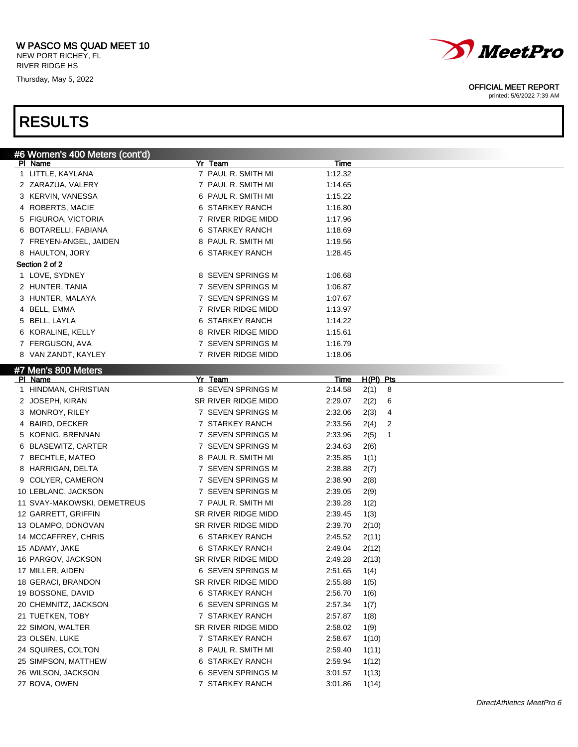# W PASCO MS QUAD MEET 10

NEW PORT RICHEY, FL
RIVER RIDGE HS
Thursday, May 5, 2022

OFFICIAL MEET REPORT
printed: 5/6/2022 7:39 AM

## RESULTS

### #6 Women's 400 Meters (cont'd)

| Pl | Name | Yr | Team | Time |
|---|---|---|---|---|
| 1 | LITTLE, KAYLANA | 7 | PAUL R. SMITH MI | 1:12.32 |
| 2 | ZARAZUA, VALERY | 7 | PAUL R. SMITH MI | 1:14.65 |
| 3 | KERVIN, VANESSA | 6 | PAUL R. SMITH MI | 1:15.22 |
| 4 | ROBERTS, MACIE | 6 | STARKEY RANCH | 1:16.80 |
| 5 | FIGUROA, VICTORIA | 7 | RIVER RIDGE MIDD | 1:17.96 |
| 6 | BOTARELLI, FABIANA | 6 | STARKEY RANCH | 1:18.69 |
| 7 | FREYEN-ANGEL, JAIDEN | 8 | PAUL R. SMITH MI | 1:19.56 |
| 8 | HAULTON, JORY | 6 | STARKEY RANCH | 1:28.45 |

**Section 2 of 2**

| Pl | Name | Yr | Team | Time |
|---|---|---|---|---|
| 1 | LOVE, SYDNEY | 8 | SEVEN SPRINGS M | 1:06.68 |
| 2 | HUNTER, TANIA | 7 | SEVEN SPRINGS M | 1:06.87 |
| 3 | HUNTER, MALAYA | 7 | SEVEN SPRINGS M | 1:07.67 |
| 4 | BELL, EMMA | 7 | RIVER RIDGE MIDD | 1:13.97 |
| 5 | BELL, LAYLA | 6 | STARKEY RANCH | 1:14.22 |
| 6 | KORALINE, KELLY | 8 | RIVER RIDGE MIDD | 1:15.61 |
| 7 | FERGUSON, AVA | 7 | SEVEN SPRINGS M | 1:16.79 |
| 8 | VAN ZANDT, KAYLEY | 7 | RIVER RIDGE MIDD | 1:18.06 |

### #7 Men's 800 Meters

| Pl | Name | Yr | Team | Time | H(Pl) | Pts |
|---|---|---|---|---|---|---|
| 1 | HINDMAN, CHRISTIAN | 8 | SEVEN SPRINGS M | 2:14.58 | 2(1) | 8 |
| 2 | JOSEPH, KIRAN | SR | RIVER RIDGE MIDD | 2:29.07 | 2(2) | 6 |
| 3 | MONROY, RILEY | 7 | SEVEN SPRINGS M | 2:32.06 | 2(3) | 4 |
| 4 | BAIRD, DECKER | 7 | STARKEY RANCH | 2:33.56 | 2(4) | 2 |
| 5 | KOENIG, BRENNAN | 7 | SEVEN SPRINGS M | 2:33.96 | 2(5) | 1 |
| 6 | BLASEWITZ, CARTER | 7 | SEVEN SPRINGS M | 2:34.63 | 2(6) | |
| 7 | BECHTLE, MATEO | 8 | PAUL R. SMITH MI | 2:35.85 | 1(1) | |
| 8 | HARRIGAN, DELTA | 7 | SEVEN SPRINGS M | 2:38.88 | 2(7) | |
| 9 | COLYER, CAMERON | 7 | SEVEN SPRINGS M | 2:38.90 | 2(8) | |
| 10 | LEBLANC, JACKSON | 7 | SEVEN SPRINGS M | 2:39.05 | 2(9) | |
| 11 | SVAY-MAKOWSKI, DEMETREUS | 7 | PAUL R. SMITH MI | 2:39.28 | 1(2) | |
| 12 | GARRETT, GRIFFIN | SR | RIVER RIDGE MIDD | 2:39.45 | 1(3) | |
| 13 | OLAMPO, DONOVAN | SR | RIVER RIDGE MIDD | 2:39.70 | 2(10) | |
| 14 | MCCAFFREY, CHRIS | 6 | STARKEY RANCH | 2:45.52 | 2(11) | |
| 15 | ADAMY, JAKE | 6 | STARKEY RANCH | 2:49.04 | 2(12) | |
| 16 | PARGOV, JACKSON | SR | RIVER RIDGE MIDD | 2:49.28 | 2(13) | |
| 17 | MILLER, AIDEN | 6 | SEVEN SPRINGS M | 2:51.65 | 1(4) | |
| 18 | GERACI, BRANDON | SR | RIVER RIDGE MIDD | 2:55.88 | 1(5) | |
| 19 | BOSSONE, DAVID | 6 | STARKEY RANCH | 2:56.70 | 1(6) | |
| 20 | CHEMNITZ, JACKSON | 6 | SEVEN SPRINGS M | 2:57.34 | 1(7) | |
| 21 | TUETKEN, TOBY | 7 | STARKEY RANCH | 2:57.87 | 1(8) | |
| 22 | SIMON, WALTER | SR | RIVER RIDGE MIDD | 2:58.02 | 1(9) | |
| 23 | OLSEN, LUKE | 7 | STARKEY RANCH | 2:58.67 | 1(10) | |
| 24 | SQUIRES, COLTON | 8 | PAUL R. SMITH MI | 2:59.40 | 1(11) | |
| 25 | SIMPSON, MATTHEW | 6 | STARKEY RANCH | 2:59.94 | 1(12) | |
| 26 | WILSON, JACKSON | 6 | SEVEN SPRINGS M | 3:01.57 | 1(13) | |
| 27 | BOVA, OWEN | 7 | STARKEY RANCH | 3:01.86 | 1(14) | |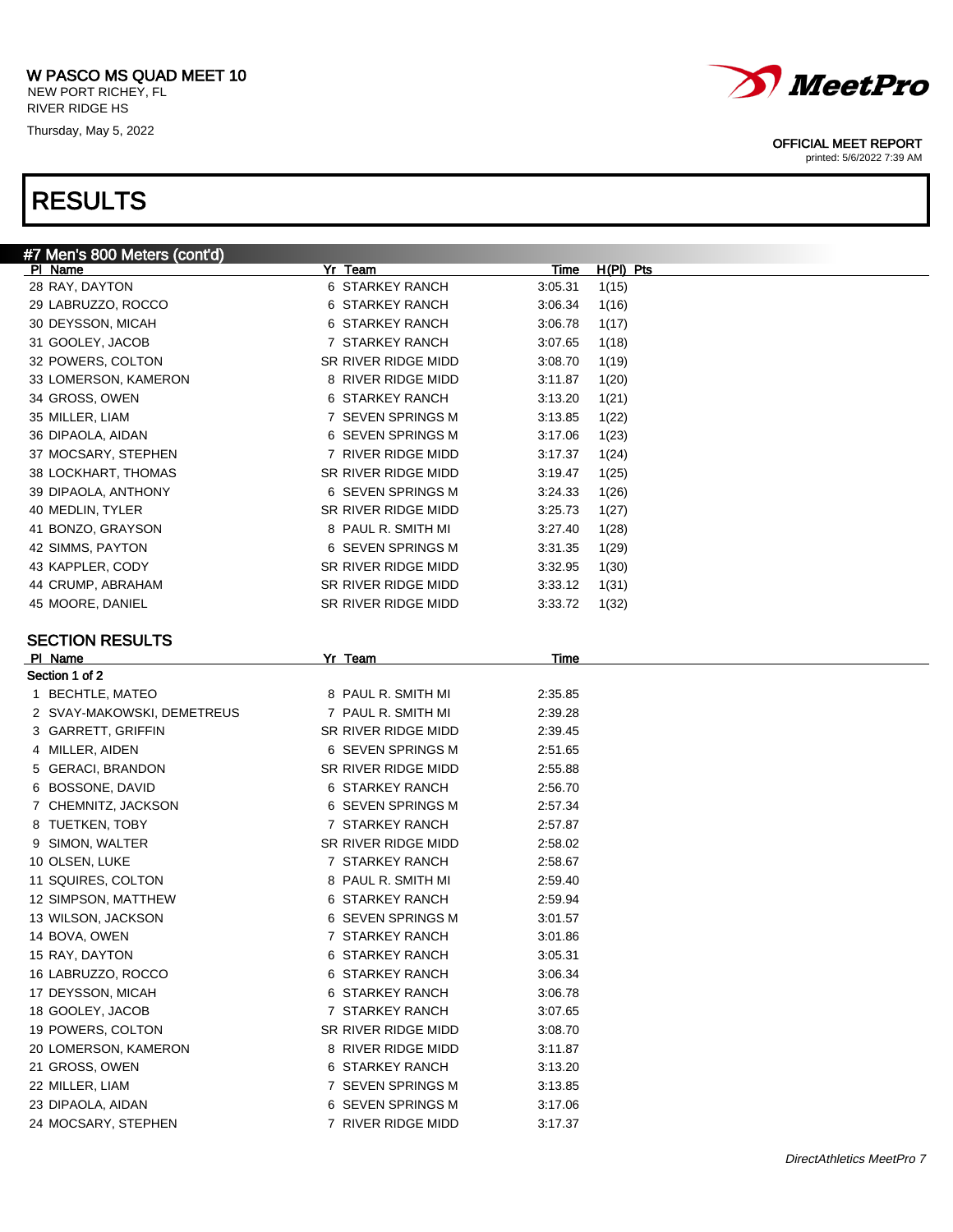# W PASCO MS QUAD MEET 10

NEW PORT RICHEY, FL
RIVER RIDGE HS
Thursday, May 5, 2022

OFFICIAL MEET REPORT
printed: 5/6/2022 7:39 AM

# RESULTS

## #7 Men's 800 Meters (cont'd)

| Pl | Name | Yr | Team | Time | H(Pl) | Pts |
|---|---|---|---|---|---|---|
| 28 | RAY, DAYTON | 6 | STARKEY RANCH | 3:05.31 | 1(15) | |
| 29 | LABRUZZO, ROCCO | 6 | STARKEY RANCH | 3:06.34 | 1(16) | |
| 30 | DEYSSON, MICAH | 6 | STARKEY RANCH | 3:06.78 | 1(17) | |
| 31 | GOOLEY, JACOB | 7 | STARKEY RANCH | 3:07.65 | 1(18) | |
| 32 | POWERS, COLTON | SR | RIVER RIDGE MIDD | 3:08.70 | 1(19) | |
| 33 | LOMERSON, KAMERON | 8 | RIVER RIDGE MIDD | 3:11.87 | 1(20) | |
| 34 | GROSS, OWEN | 6 | STARKEY RANCH | 3:13.20 | 1(21) | |
| 35 | MILLER, LIAM | 7 | SEVEN SPRINGS M | 3:13.85 | 1(22) | |
| 36 | DIPAOLA, AIDAN | 6 | SEVEN SPRINGS M | 3:17.06 | 1(23) | |
| 37 | MOCSARY, STEPHEN | 7 | RIVER RIDGE MIDD | 3:17.37 | 1(24) | |
| 38 | LOCKHART, THOMAS | SR | RIVER RIDGE MIDD | 3:19.47 | 1(25) | |
| 39 | DIPAOLA, ANTHONY | 6 | SEVEN SPRINGS M | 3:24.33 | 1(26) | |
| 40 | MEDLIN, TYLER | SR | RIVER RIDGE MIDD | 3:25.73 | 1(27) | |
| 41 | BONZO, GRAYSON | 8 | PAUL R. SMITH MI | 3:27.40 | 1(28) | |
| 42 | SIMMS, PAYTON | 6 | SEVEN SPRINGS M | 3:31.35 | 1(29) | |
| 43 | KAPPLER, CODY | SR | RIVER RIDGE MIDD | 3:32.95 | 1(30) | |
| 44 | CRUMP, ABRAHAM | SR | RIVER RIDGE MIDD | 3:33.12 | 1(31) | |
| 45 | MOORE, DANIEL | SR | RIVER RIDGE MIDD | 3:33.72 | 1(32) | |

### SECTION RESULTS

Section 1 of 2

| Pl | Name | Yr | Team | Time |
|---|---|---|---|---|
| 1 | BECHTLE, MATEO | 8 | PAUL R. SMITH MI | 2:35.85 |
| 2 | SVAY-MAKOWSKI, DEMETREUS | 7 | PAUL R. SMITH MI | 2:39.28 |
| 3 | GARRETT, GRIFFIN | SR | RIVER RIDGE MIDD | 2:39.45 |
| 4 | MILLER, AIDEN | 6 | SEVEN SPRINGS M | 2:51.65 |
| 5 | GERACI, BRANDON | SR | RIVER RIDGE MIDD | 2:55.88 |
| 6 | BOSSONE, DAVID | 6 | STARKEY RANCH | 2:56.70 |
| 7 | CHEMNITZ, JACKSON | 6 | SEVEN SPRINGS M | 2:57.34 |
| 8 | TUETKEN, TOBY | 7 | STARKEY RANCH | 2:57.87 |
| 9 | SIMON, WALTER | SR | RIVER RIDGE MIDD | 2:58.02 |
| 10 | OLSEN, LUKE | 7 | STARKEY RANCH | 2:58.67 |
| 11 | SQUIRES, COLTON | 8 | PAUL R. SMITH MI | 2:59.40 |
| 12 | SIMPSON, MATTHEW | 6 | STARKEY RANCH | 2:59.94 |
| 13 | WILSON, JACKSON | 6 | SEVEN SPRINGS M | 3:01.57 |
| 14 | BOVA, OWEN | 7 | STARKEY RANCH | 3:01.86 |
| 15 | RAY, DAYTON | 6 | STARKEY RANCH | 3:05.31 |
| 16 | LABRUZZO, ROCCO | 6 | STARKEY RANCH | 3:06.34 |
| 17 | DEYSSON, MICAH | 6 | STARKEY RANCH | 3:06.78 |
| 18 | GOOLEY, JACOB | 7 | STARKEY RANCH | 3:07.65 |
| 19 | POWERS, COLTON | SR | RIVER RIDGE MIDD | 3:08.70 |
| 20 | LOMERSON, KAMERON | 8 | RIVER RIDGE MIDD | 3:11.87 |
| 21 | GROSS, OWEN | 6 | STARKEY RANCH | 3:13.20 |
| 22 | MILLER, LIAM | 7 | SEVEN SPRINGS M | 3:13.85 |
| 23 | DIPAOLA, AIDAN | 6 | SEVEN SPRINGS M | 3:17.06 |
| 24 | MOCSARY, STEPHEN | 7 | RIVER RIDGE MIDD | 3:17.37 |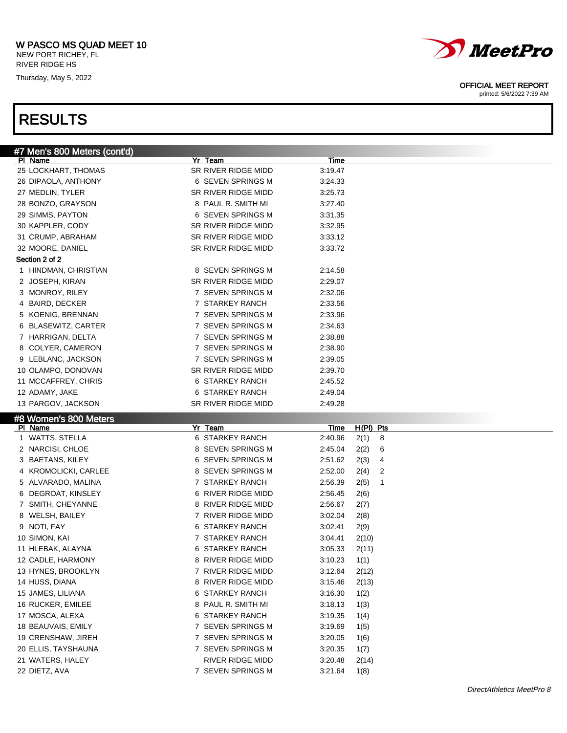W PASCO MS QUAD MEET 10
NEW PORT RICHEY, FL
RIVER RIDGE HS
Thursday, May 5, 2022

OFFICIAL MEET REPORT
printed: 5/6/2022 7:39 AM

# RESULTS

## #7 Men's 800 Meters (cont'd)

| Pl | Name | Yr | Team | Time |
|---|---|---|---|---|
| 25 | LOCKHART, THOMAS | SR | RIVER RIDGE MIDD | 3:19.47 |
| 26 | DIPAOLA, ANTHONY | 6 | SEVEN SPRINGS M | 3:24.33 |
| 27 | MEDLIN, TYLER | SR | RIVER RIDGE MIDD | 3:25.73 |
| 28 | BONZO, GRAYSON | 8 | PAUL R. SMITH MI | 3:27.40 |
| 29 | SIMMS, PAYTON | 6 | SEVEN SPRINGS M | 3:31.35 |
| 30 | KAPPLER, CODY | SR | RIVER RIDGE MIDD | 3:32.95 |
| 31 | CRUMP, ABRAHAM | SR | RIVER RIDGE MIDD | 3:33.12 |
| 32 | MOORE, DANIEL | SR | RIVER RIDGE MIDD | 3:33.72 |

Section 2 of 2

| Pl | Name | Yr | Team | Time |
|---|---|---|---|---|
| 1 | HINDMAN, CHRISTIAN | 8 | SEVEN SPRINGS M | 2:14.58 |
| 2 | JOSEPH, KIRAN | SR | RIVER RIDGE MIDD | 2:29.07 |
| 3 | MONROY, RILEY | 7 | SEVEN SPRINGS M | 2:32.06 |
| 4 | BAIRD, DECKER | 7 | STARKEY RANCH | 2:33.56 |
| 5 | KOENIG, BRENNAN | 7 | SEVEN SPRINGS M | 2:33.96 |
| 6 | BLASEWITZ, CARTER | 7 | SEVEN SPRINGS M | 2:34.63 |
| 7 | HARRIGAN, DELTA | 7 | SEVEN SPRINGS M | 2:38.88 |
| 8 | COLYER, CAMERON | 7 | SEVEN SPRINGS M | 2:38.90 |
| 9 | LEBLANC, JACKSON | 7 | SEVEN SPRINGS M | 2:39.05 |
| 10 | OLAMPO, DONOVAN | SR | RIVER RIDGE MIDD | 2:39.70 |
| 11 | MCCAFFREY, CHRIS | 6 | STARKEY RANCH | 2:45.52 |
| 12 | ADAMY, JAKE | 6 | STARKEY RANCH | 2:49.04 |
| 13 | PARGOV, JACKSON | SR | RIVER RIDGE MIDD | 2:49.28 |

## #8 Women's 800 Meters

| Pl | Name | Yr | Team | Time | H(Pl) | Pts |
|---|---|---|---|---|---|---|
| 1 | WATTS, STELLA | 6 | STARKEY RANCH | 2:40.96 | 2(1) | 8 |
| 2 | NARCISI, CHLOE | 8 | SEVEN SPRINGS M | 2:45.04 | 2(2) | 6 |
| 3 | BAETANS, KILEY | 6 | SEVEN SPRINGS M | 2:51.62 | 2(3) | 4 |
| 4 | KROMOLICKI, CARLEE | 8 | SEVEN SPRINGS M | 2:52.00 | 2(4) | 2 |
| 5 | ALVARADO, MALINA | 7 | STARKEY RANCH | 2:56.39 | 2(5) | 1 |
| 6 | DEGROAT, KINSLEY | 6 | RIVER RIDGE MIDD | 2:56.45 | 2(6) | |
| 7 | SMITH, CHEYANNE | 8 | RIVER RIDGE MIDD | 2:56.67 | 2(7) | |
| 8 | WELSH, BAILEY | 7 | RIVER RIDGE MIDD | 3:02.04 | 2(8) | |
| 9 | NOTI, FAY | 6 | STARKEY RANCH | 3:02.41 | 2(9) | |
| 10 | SIMON, KAI | 7 | STARKEY RANCH | 3:04.41 | 2(10) | |
| 11 | HLEBAK, ALAYNA | 6 | STARKEY RANCH | 3:05.33 | 2(11) | |
| 12 | CADLE, HARMONY | 8 | RIVER RIDGE MIDD | 3:10.23 | 1(1) | |
| 13 | HYNES, BROOKLYN | 7 | RIVER RIDGE MIDD | 3:12.64 | 2(12) | |
| 14 | HUSS, DIANA | 8 | RIVER RIDGE MIDD | 3:15.46 | 2(13) | |
| 15 | JAMES, LILIANA | 6 | STARKEY RANCH | 3:16.30 | 1(2) | |
| 16 | RUCKER, EMILEE | 8 | PAUL R. SMITH MI | 3:18.13 | 1(3) | |
| 17 | MOSCA, ALEXA | 6 | STARKEY RANCH | 3:19.35 | 1(4) | |
| 18 | BEAUVAIS, EMILY | 7 | SEVEN SPRINGS M | 3:19.69 | 1(5) | |
| 19 | CRENSHAW, JIREH | 7 | SEVEN SPRINGS M | 3:20.05 | 1(6) | |
| 20 | ELLIS, TAYSHAUNA | 7 | SEVEN SPRINGS M | 3:20.35 | 1(7) | |
| 21 | WATERS, HALEY | | RIVER RIDGE MIDD | 3:20.48 | 2(14) | |
| 22 | DIETZ, AVA | 7 | SEVEN SPRINGS M | 3:21.64 | 1(8) | |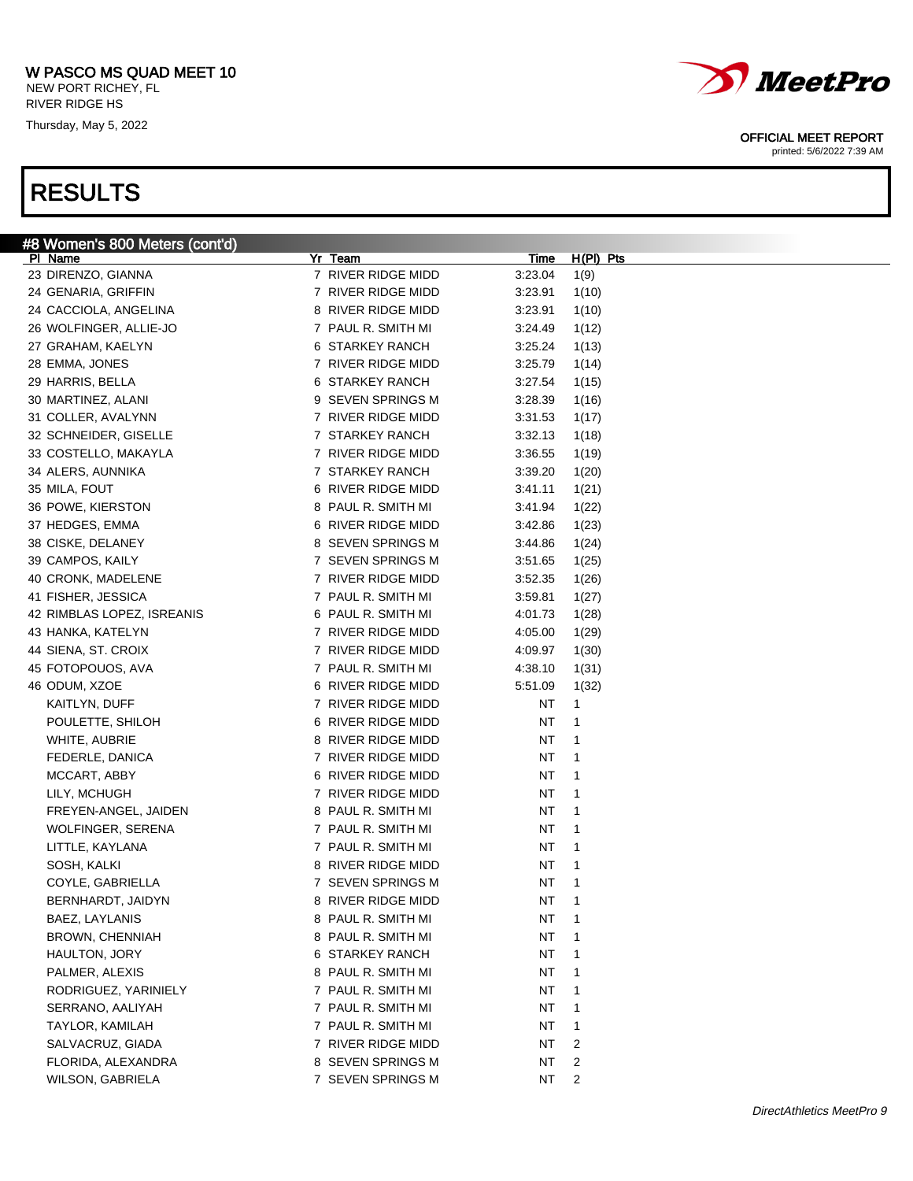# RESULTS

## #8 Women's 800 Meters (cont'd)

| Pl | Name | Yr | Team | Time | H(Pl) | Pts |
|---|---|---|---|---|---|---|
| 23 | DIRENZO, GIANNA | 7 | RIVER RIDGE MIDD | 3:23.04 | 1(9) | |
| 24 | GENARIA, GRIFFIN | 7 | RIVER RIDGE MIDD | 3:23.91 | 1(10) | |
| 24 | CACCIOLA, ANGELINA | 8 | RIVER RIDGE MIDD | 3:23.91 | 1(10) | |
| 26 | WOLFINGER, ALLIE-JO | 7 | PAUL R. SMITH MI | 3:24.49 | 1(12) | |
| 27 | GRAHAM, KAELYN | 6 | STARKEY RANCH | 3:25.24 | 1(13) | |
| 28 | EMMA, JONES | 7 | RIVER RIDGE MIDD | 3:25.79 | 1(14) | |
| 29 | HARRIS, BELLA | 6 | STARKEY RANCH | 3:27.54 | 1(15) | |
| 30 | MARTINEZ, ALANI | 9 | SEVEN SPRINGS M | 3:28.39 | 1(16) | |
| 31 | COLLER, AVALYNN | 7 | RIVER RIDGE MIDD | 3:31.53 | 1(17) | |
| 32 | SCHNEIDER, GISELLE | 7 | STARKEY RANCH | 3:32.13 | 1(18) | |
| 33 | COSTELLO, MAKAYLA | 7 | RIVER RIDGE MIDD | 3:36.55 | 1(19) | |
| 34 | ALERS, AUNNIKA | 7 | STARKEY RANCH | 3:39.20 | 1(20) | |
| 35 | MILA, FOUT | 6 | RIVER RIDGE MIDD | 3:41.11 | 1(21) | |
| 36 | POWE, KIERSTON | 8 | PAUL R. SMITH MI | 3:41.94 | 1(22) | |
| 37 | HEDGES, EMMA | 6 | RIVER RIDGE MIDD | 3:42.86 | 1(23) | |
| 38 | CISKE, DELANEY | 8 | SEVEN SPRINGS M | 3:44.86 | 1(24) | |
| 39 | CAMPOS, KAILY | 7 | SEVEN SPRINGS M | 3:51.65 | 1(25) | |
| 40 | CRONK, MADELENE | 7 | RIVER RIDGE MIDD | 3:52.35 | 1(26) | |
| 41 | FISHER, JESSICA | 7 | PAUL R. SMITH MI | 3:59.81 | 1(27) | |
| 42 | RIMBLAS LOPEZ, ISREANIS | 6 | PAUL R. SMITH MI | 4:01.73 | 1(28) | |
| 43 | HANKA, KATELYN | 7 | RIVER RIDGE MIDD | 4:05.00 | 1(29) | |
| 44 | SIENA, ST. CROIX | 7 | RIVER RIDGE MIDD | 4:09.97 | 1(30) | |
| 45 | FOTOPOUOS, AVA | 7 | PAUL R. SMITH MI | 4:38.10 | 1(31) | |
| 46 | ODUM, XZOE | 6 | RIVER RIDGE MIDD | 5:51.09 | 1(32) | |
| | KAITLYN, DUFF | 7 | RIVER RIDGE MIDD | NT | 1 | |
| | POULETTE, SHILOH | 6 | RIVER RIDGE MIDD | NT | 1 | |
| | WHITE, AUBRIE | 8 | RIVER RIDGE MIDD | NT | 1 | |
| | FEDERLE, DANICA | 7 | RIVER RIDGE MIDD | NT | 1 | |
| | MCCART, ABBY | 6 | RIVER RIDGE MIDD | NT | 1 | |
| | LILY, MCHUGH | 7 | RIVER RIDGE MIDD | NT | 1 | |
| | FREYEN-ANGEL, JAIDEN | 8 | PAUL R. SMITH MI | NT | 1 | |
| | WOLFINGER, SERENA | 7 | PAUL R. SMITH MI | NT | 1 | |
| | LITTLE, KAYLANA | 7 | PAUL R. SMITH MI | NT | 1 | |
| | SOSH, KALKI | 8 | RIVER RIDGE MIDD | NT | 1 | |
| | COYLE, GABRIELLA | 7 | SEVEN SPRINGS M | NT | 1 | |
| | BERNHARDT, JAIDYN | 8 | RIVER RIDGE MIDD | NT | 1 | |
| | BAEZ, LAYLANIS | 8 | PAUL R. SMITH MI | NT | 1 | |
| | BROWN, CHENNIAH | 8 | PAUL R. SMITH MI | NT | 1 | |
| | HAULTON, JORY | 6 | STARKEY RANCH | NT | 1 | |
| | PALMER, ALEXIS | 8 | PAUL R. SMITH MI | NT | 1 | |
| | RODRIGUEZ, YARINIELY | 7 | PAUL R. SMITH MI | NT | 1 | |
| | SERRANO, AALIYAH | 7 | PAUL R. SMITH MI | NT | 1 | |
| | TAYLOR, KAMILAH | 7 | PAUL R. SMITH MI | NT | 1 | |
| | SALVACRUZ, GIADA | 7 | RIVER RIDGE MIDD | NT | 2 | |
| | FLORIDA, ALEXANDRA | 8 | SEVEN SPRINGS M | NT | 2 | |
| | WILSON, GABRIELA | 7 | SEVEN SPRINGS M | NT | 2 | |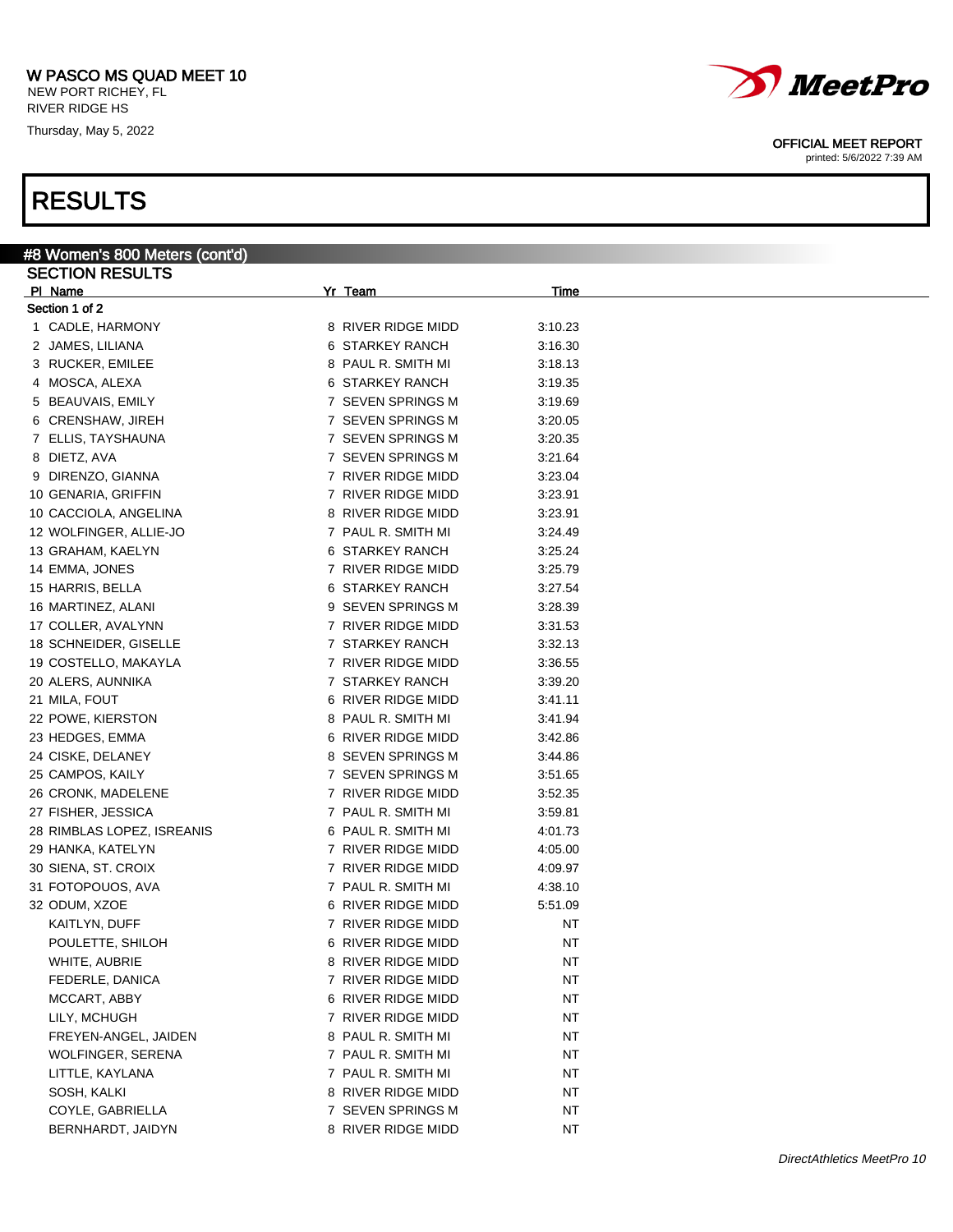W PASCO MS QUAD MEET 10
NEW PORT RICHEY, FL
RIVER RIDGE HS
Thursday, May 5, 2022

OFFICIAL MEET REPORT
printed: 5/6/2022 7:39 AM

# RESULTS

## #8 Women's 800 Meters (cont'd)

### SECTION RESULTS

Section 1 of 2

| Pl | Name | Yr | Team | Time |
|---|---|---|---|---|
| 1 | CADLE, HARMONY | 8 | RIVER RIDGE MIDD | 3:10.23 |
| 2 | JAMES, LILIANA | 6 | STARKEY RANCH | 3:16.30 |
| 3 | RUCKER, EMILEE | 8 | PAUL R. SMITH MI | 3:18.13 |
| 4 | MOSCA, ALEXA | 6 | STARKEY RANCH | 3:19.35 |
| 5 | BEAUVAIS, EMILY | 7 | SEVEN SPRINGS M | 3:19.69 |
| 6 | CRENSHAW, JIREH | 7 | SEVEN SPRINGS M | 3:20.05 |
| 7 | ELLIS, TAYSHAUNA | 7 | SEVEN SPRINGS M | 3:20.35 |
| 8 | DIETZ, AVA | 7 | SEVEN SPRINGS M | 3:21.64 |
| 9 | DIRENZO, GIANNA | 7 | RIVER RIDGE MIDD | 3:23.04 |
| 10 | GENARIA, GRIFFIN | 7 | RIVER RIDGE MIDD | 3:23.91 |
| 10 | CACCIOLA, ANGELINA | 8 | RIVER RIDGE MIDD | 3:23.91 |
| 12 | WOLFINGER, ALLIE-JO | 7 | PAUL R. SMITH MI | 3:24.49 |
| 13 | GRAHAM, KAELYN | 6 | STARKEY RANCH | 3:25.24 |
| 14 | EMMA, JONES | 7 | RIVER RIDGE MIDD | 3:25.79 |
| 15 | HARRIS, BELLA | 6 | STARKEY RANCH | 3:27.54 |
| 16 | MARTINEZ, ALANI | 9 | SEVEN SPRINGS M | 3:28.39 |
| 17 | COLLER, AVALYNN | 7 | RIVER RIDGE MIDD | 3:31.53 |
| 18 | SCHNEIDER, GISELLE | 7 | STARKEY RANCH | 3:32.13 |
| 19 | COSTELLO, MAKAYLA | 7 | RIVER RIDGE MIDD | 3:36.55 |
| 20 | ALERS, AUNNIKA | 7 | STARKEY RANCH | 3:39.20 |
| 21 | MILA, FOUT | 6 | RIVER RIDGE MIDD | 3:41.11 |
| 22 | POWE, KIERSTON | 8 | PAUL R. SMITH MI | 3:41.94 |
| 23 | HEDGES, EMMA | 6 | RIVER RIDGE MIDD | 3:42.86 |
| 24 | CISKE, DELANEY | 8 | SEVEN SPRINGS M | 3:44.86 |
| 25 | CAMPOS, KAILY | 7 | SEVEN SPRINGS M | 3:51.65 |
| 26 | CRONK, MADELENE | 7 | RIVER RIDGE MIDD | 3:52.35 |
| 27 | FISHER, JESSICA | 7 | PAUL R. SMITH MI | 3:59.81 |
| 28 | RIMBLAS LOPEZ, ISREANIS | 6 | PAUL R. SMITH MI | 4:01.73 |
| 29 | HANKA, KATELYN | 7 | RIVER RIDGE MIDD | 4:05.00 |
| 30 | SIENA, ST. CROIX | 7 | RIVER RIDGE MIDD | 4:09.97 |
| 31 | FOTOPOUOS, AVA | 7 | PAUL R. SMITH MI | 4:38.10 |
| 32 | ODUM, XZOE | 6 | RIVER RIDGE MIDD | 5:51.09 |
| | KAITLYN, DUFF | 7 | RIVER RIDGE MIDD | NT |
| | POULETTE, SHILOH | 6 | RIVER RIDGE MIDD | NT |
| | WHITE, AUBRIE | 8 | RIVER RIDGE MIDD | NT |
| | FEDERLE, DANICA | 7 | RIVER RIDGE MIDD | NT |
| | MCCART, ABBY | 6 | RIVER RIDGE MIDD | NT |
| | LILY, MCHUGH | 7 | RIVER RIDGE MIDD | NT |
| | FREYEN-ANGEL, JAIDEN | 8 | PAUL R. SMITH MI | NT |
| | WOLFINGER, SERENA | 7 | PAUL R. SMITH MI | NT |
| | LITTLE, KAYLANA | 7 | PAUL R. SMITH MI | NT |
| | SOSH, KALKI | 8 | RIVER RIDGE MIDD | NT |
| | COYLE, GABRIELLA | 7 | SEVEN SPRINGS M | NT |
| | BERNHARDT, JAIDYN | 8 | RIVER RIDGE MIDD | NT |

*DirectAthletics MeetPro 10*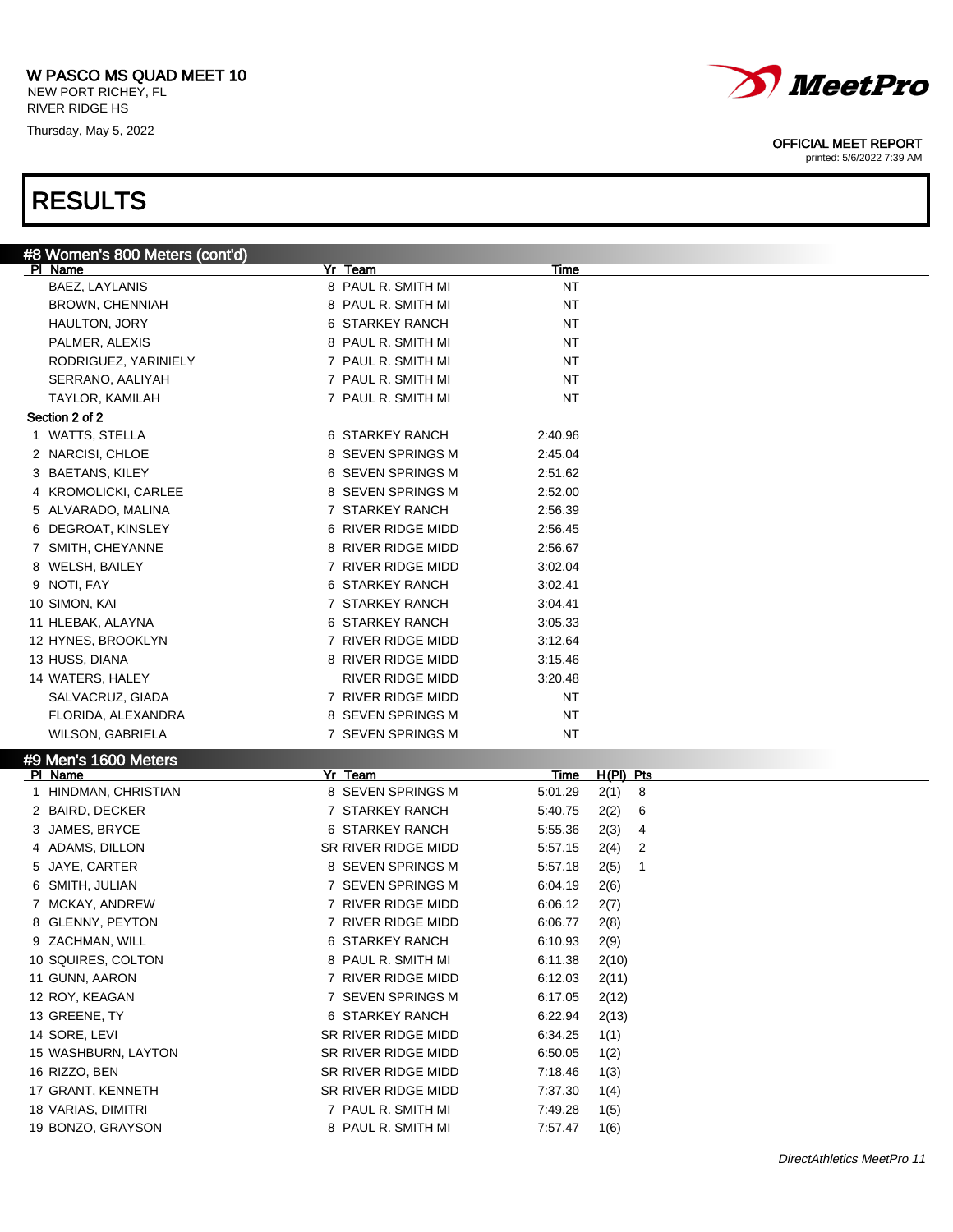W PASCO MS QUAD MEET 10
NEW PORT RICHEY, FL
RIVER RIDGE HS
Thursday, May 5, 2022

OFFICIAL MEET REPORT
printed: 5/6/2022 7:39 AM

# RESULTS

## #8 Women's 800 Meters (cont'd)

| Pl | Name | Yr | Team | Time |
|---|---|---|---|---|
| | BAEZ, LAYLANIS | 8 | PAUL R. SMITH MI | NT |
| | BROWN, CHENNIAH | 8 | PAUL R. SMITH MI | NT |
| | HAULTON, JORY | 6 | STARKEY RANCH | NT |
| | PALMER, ALEXIS | 8 | PAUL R. SMITH MI | NT |
| | RODRIGUEZ, YARINIELY | 7 | PAUL R. SMITH MI | NT |
| | SERRANO, AALIYAH | 7 | PAUL R. SMITH MI | NT |
| | TAYLOR, KAMILAH | 7 | PAUL R. SMITH MI | NT |

**Section 2 of 2**

| Pl | Name | Yr | Team | Time |
|---|---|---|---|---|
| 1 | WATTS, STELLA | 6 | STARKEY RANCH | 2:40.96 |
| 2 | NARCISI, CHLOE | 8 | SEVEN SPRINGS M | 2:45.04 |
| 3 | BAETANS, KILEY | 6 | SEVEN SPRINGS M | 2:51.62 |
| 4 | KROMOLICKI, CARLEE | 8 | SEVEN SPRINGS M | 2:52.00 |
| 5 | ALVARADO, MALINA | 7 | STARKEY RANCH | 2:56.39 |
| 6 | DEGROAT, KINSLEY | 6 | RIVER RIDGE MIDD | 2:56.45 |
| 7 | SMITH, CHEYANNE | 8 | RIVER RIDGE MIDD | 2:56.67 |
| 8 | WELSH, BAILEY | 7 | RIVER RIDGE MIDD | 3:02.04 |
| 9 | NOTI, FAY | 6 | STARKEY RANCH | 3:02.41 |
| 10 | SIMON, KAI | 7 | STARKEY RANCH | 3:04.41 |
| 11 | HLEBAK, ALAYNA | 6 | STARKEY RANCH | 3:05.33 |
| 12 | HYNES, BROOKLYN | 7 | RIVER RIDGE MIDD | 3:12.64 |
| 13 | HUSS, DIANA | 8 | RIVER RIDGE MIDD | 3:15.46 |
| 14 | WATERS, HALEY | | RIVER RIDGE MIDD | 3:20.48 |
| | SALVACRUZ, GIADA | 7 | RIVER RIDGE MIDD | NT |
| | FLORIDA, ALEXANDRA | 8 | SEVEN SPRINGS M | NT |
| | WILSON, GABRIELA | 7 | SEVEN SPRINGS M | NT |

## #9 Men's 1600 Meters

| Pl | Name | Yr | Team | Time | H(Pl) | Pts |
|---|---|---|---|---|---|---|
| 1 | HINDMAN, CHRISTIAN | 8 | SEVEN SPRINGS M | 5:01.29 | 2(1) | 8 |
| 2 | BAIRD, DECKER | 7 | STARKEY RANCH | 5:40.75 | 2(2) | 6 |
| 3 | JAMES, BRYCE | 6 | STARKEY RANCH | 5:55.36 | 2(3) | 4 |
| 4 | ADAMS, DILLON | SR | RIVER RIDGE MIDD | 5:57.15 | 2(4) | 2 |
| 5 | JAYE, CARTER | 8 | SEVEN SPRINGS M | 5:57.18 | 2(5) | 1 |
| 6 | SMITH, JULIAN | 7 | SEVEN SPRINGS M | 6:04.19 | 2(6) | |
| 7 | MCKAY, ANDREW | 7 | RIVER RIDGE MIDD | 6:06.12 | 2(7) | |
| 8 | GLENNY, PEYTON | 7 | RIVER RIDGE MIDD | 6:06.77 | 2(8) | |
| 9 | ZACHMAN, WILL | 6 | STARKEY RANCH | 6:10.93 | 2(9) | |
| 10 | SQUIRES, COLTON | 8 | PAUL R. SMITH MI | 6:11.38 | 2(10) | |
| 11 | GUNN, AARON | 7 | RIVER RIDGE MIDD | 6:12.03 | 2(11) | |
| 12 | ROY, KEAGAN | 7 | SEVEN SPRINGS M | 6:17.05 | 2(12) | |
| 13 | GREENE, TY | 6 | STARKEY RANCH | 6:22.94 | 2(13) | |
| 14 | SORE, LEVI | SR | RIVER RIDGE MIDD | 6:34.25 | 1(1) | |
| 15 | WASHBURN, LAYTON | SR | RIVER RIDGE MIDD | 6:50.05 | 1(2) | |
| 16 | RIZZO, BEN | SR | RIVER RIDGE MIDD | 7:18.46 | 1(3) | |
| 17 | GRANT, KENNETH | SR | RIVER RIDGE MIDD | 7:37.30 | 1(4) | |
| 18 | VARIAS, DIMITRI | 7 | PAUL R. SMITH MI | 7:49.28 | 1(5) | |
| 19 | BONZO, GRAYSON | 8 | PAUL R. SMITH MI | 7:57.47 | 1(6) | |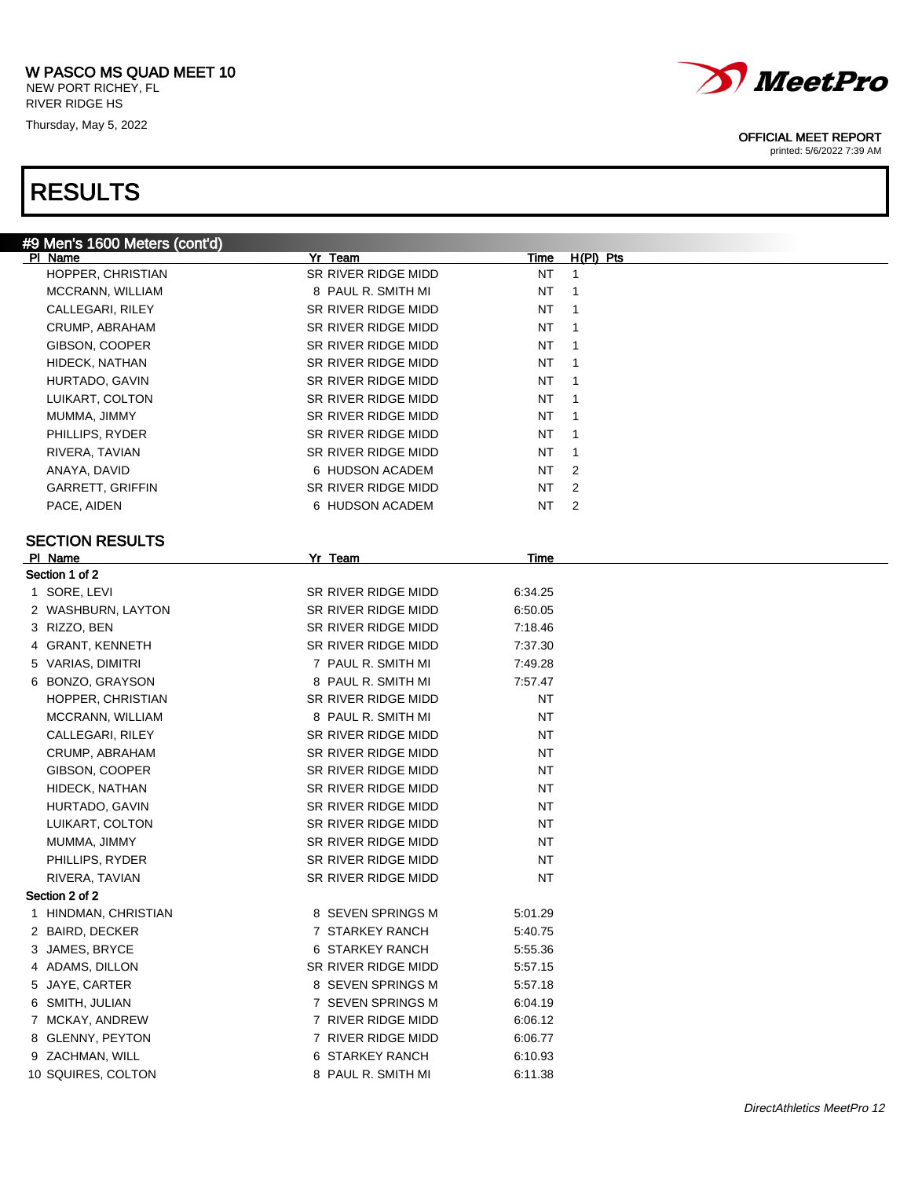W PASCO MS QUAD MEET 10
NEW PORT RICHEY, FL
RIVER RIDGE HS
Thursday, May 5, 2022

OFFICIAL MEET REPORT
printed: 5/6/2022 7:39 AM

# RESULTS

## #9 Men's 1600 Meters (cont'd)

| Pl | Name | Yr | Team | Time | H(Pl) | Pts |
|---|---|---|---|---|---|---|
| | HOPPER, CHRISTIAN | SR | RIVER RIDGE MIDD | NT | 1 | |
| | MCCRANN, WILLIAM | 8 | PAUL R. SMITH MI | NT | 1 | |
| | CALLEGARI, RILEY | SR | RIVER RIDGE MIDD | NT | 1 | |
| | CRUMP, ABRAHAM | SR | RIVER RIDGE MIDD | NT | 1 | |
| | GIBSON, COOPER | SR | RIVER RIDGE MIDD | NT | 1 | |
| | HIDECK, NATHAN | SR | RIVER RIDGE MIDD | NT | 1 | |
| | HURTADO, GAVIN | SR | RIVER RIDGE MIDD | NT | 1 | |
| | LUIKART, COLTON | SR | RIVER RIDGE MIDD | NT | 1 | |
| | MUMMA, JIMMY | SR | RIVER RIDGE MIDD | NT | 1 | |
| | PHILLIPS, RYDER | SR | RIVER RIDGE MIDD | NT | 1 | |
| | RIVERA, TAVIAN | SR | RIVER RIDGE MIDD | NT | 1 | |
| | ANAYA, DAVID | 6 | HUDSON ACADEM | NT | 2 | |
| | GARRETT, GRIFFIN | SR | RIVER RIDGE MIDD | NT | 2 | |
| | PACE, AIDEN | 6 | HUDSON ACADEM | NT | 2 | |

### SECTION RESULTS

| Pl | Name | Yr | Team | Time |
|---|---|---|---|---|
| **Section 1 of 2** | | | | |
| 1 | SORE, LEVI | SR | RIVER RIDGE MIDD | 6:34.25 |
| 2 | WASHBURN, LAYTON | SR | RIVER RIDGE MIDD | 6:50.05 |
| 3 | RIZZO, BEN | SR | RIVER RIDGE MIDD | 7:18.46 |
| 4 | GRANT, KENNETH | SR | RIVER RIDGE MIDD | 7:37.30 |
| 5 | VARIAS, DIMITRI | 7 | PAUL R. SMITH MI | 7:49.28 |
| 6 | BONZO, GRAYSON | 8 | PAUL R. SMITH MI | 7:57.47 |
| | HOPPER, CHRISTIAN | SR | RIVER RIDGE MIDD | NT |
| | MCCRANN, WILLIAM | 8 | PAUL R. SMITH MI | NT |
| | CALLEGARI, RILEY | SR | RIVER RIDGE MIDD | NT |
| | CRUMP, ABRAHAM | SR | RIVER RIDGE MIDD | NT |
| | GIBSON, COOPER | SR | RIVER RIDGE MIDD | NT |
| | HIDECK, NATHAN | SR | RIVER RIDGE MIDD | NT |
| | HURTADO, GAVIN | SR | RIVER RIDGE MIDD | NT |
| | LUIKART, COLTON | SR | RIVER RIDGE MIDD | NT |
| | MUMMA, JIMMY | SR | RIVER RIDGE MIDD | NT |
| | PHILLIPS, RYDER | SR | RIVER RIDGE MIDD | NT |
| | RIVERA, TAVIAN | SR | RIVER RIDGE MIDD | NT |
| **Section 2 of 2** | | | | |
| 1 | HINDMAN, CHRISTIAN | 8 | SEVEN SPRINGS M | 5:01.29 |
| 2 | BAIRD, DECKER | 7 | STARKEY RANCH | 5:40.75 |
| 3 | JAMES, BRYCE | 6 | STARKEY RANCH | 5:55.36 |
| 4 | ADAMS, DILLON | SR | RIVER RIDGE MIDD | 5:57.15 |
| 5 | JAYE, CARTER | 8 | SEVEN SPRINGS M | 5:57.18 |
| 6 | SMITH, JULIAN | 7 | SEVEN SPRINGS M | 6:04.19 |
| 7 | MCKAY, ANDREW | 7 | RIVER RIDGE MIDD | 6:06.12 |
| 8 | GLENNY, PEYTON | 7 | RIVER RIDGE MIDD | 6:06.77 |
| 9 | ZACHMAN, WILL | 6 | STARKEY RANCH | 6:10.93 |
| 10 | SQUIRES, COLTON | 8 | PAUL R. SMITH MI | 6:11.38 |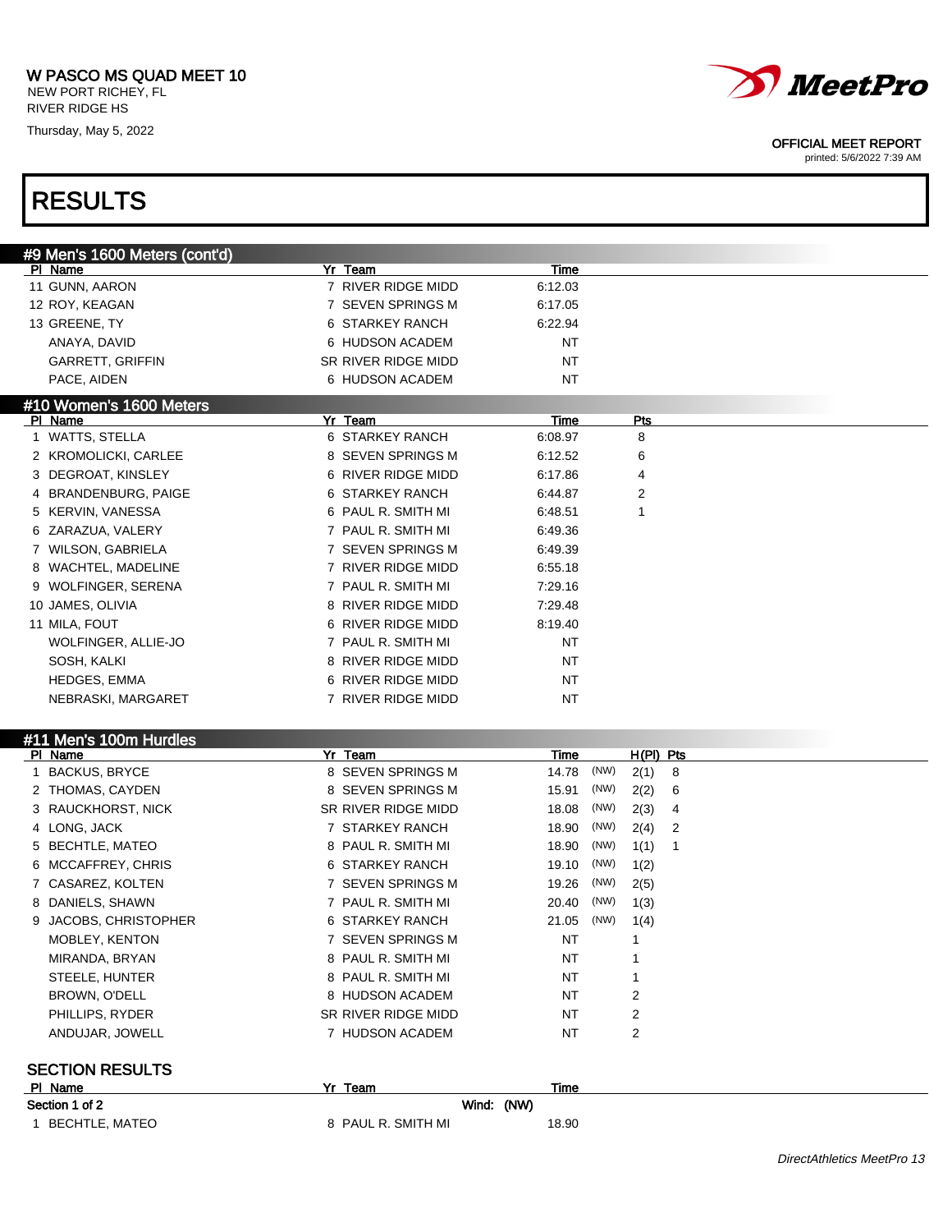W PASCO MS QUAD MEET 10
NEW PORT RICHEY, FL
RIVER RIDGE HS
Thursday, May 5, 2022

OFFICIAL MEET REPORT
printed: 5/6/2022 7:39 AM

# RESULTS

## #9 Men's 1600 Meters (cont'd)

| Pl | Name | Yr | Team | Time |
|---|---|---|---|---|
| 11 | GUNN, AARON | 7 | RIVER RIDGE MIDD | 6:12.03 |
| 12 | ROY, KEAGAN | 7 | SEVEN SPRINGS M | 6:17.05 |
| 13 | GREENE, TY | 6 | STARKEY RANCH | 6:22.94 |
| | ANAYA, DAVID | 6 | HUDSON ACADEM | NT |
| | GARRETT, GRIFFIN | SR | RIVER RIDGE MIDD | NT |
| | PACE, AIDEN | 6 | HUDSON ACADEM | NT |

## #10 Women's 1600 Meters

| Pl | Name | Yr | Team | Time | Pts |
|---|---|---|---|---|---|
| 1 | WATTS, STELLA | 6 | STARKEY RANCH | 6:08.97 | 8 |
| 2 | KROMOLICKI, CARLEE | 8 | SEVEN SPRINGS M | 6:12.52 | 6 |
| 3 | DEGROAT, KINSLEY | 6 | RIVER RIDGE MIDD | 6:17.86 | 4 |
| 4 | BRANDENBURG, PAIGE | 6 | STARKEY RANCH | 6:44.87 | 2 |
| 5 | KERVIN, VANESSA | 6 | PAUL R. SMITH MI | 6:48.51 | 1 |
| 6 | ZARAZUA, VALERY | 7 | PAUL R. SMITH MI | 6:49.36 | |
| 7 | WILSON, GABRIELA | 7 | SEVEN SPRINGS M | 6:49.39 | |
| 8 | WACHTEL, MADELINE | 7 | RIVER RIDGE MIDD | 6:55.18 | |
| 9 | WOLFINGER, SERENA | 7 | PAUL R. SMITH MI | 7:29.16 | |
| 10 | JAMES, OLIVIA | 8 | RIVER RIDGE MIDD | 7:29.48 | |
| 11 | MILA, FOUT | 6 | RIVER RIDGE MIDD | 8:19.40 | |
| | WOLFINGER, ALLIE-JO | 7 | PAUL R. SMITH MI | NT | |
| | SOSH, KALKI | 8 | RIVER RIDGE MIDD | NT | |
| | HEDGES, EMMA | 6 | RIVER RIDGE MIDD | NT | |
| | NEBRASKI, MARGARET | 7 | RIVER RIDGE MIDD | NT | |

## #11 Men's 100m Hurdles

| Pl | Name | Yr | Team | Time | Wind | H(Pl) | Pts |
|---|---|---|---|---|---|---|---|
| 1 | BACKUS, BRYCE | 8 | SEVEN SPRINGS M | 14.78 | (NW) | 2(1) | 8 |
| 2 | THOMAS, CAYDEN | 8 | SEVEN SPRINGS M | 15.91 | (NW) | 2(2) | 6 |
| 3 | RAUCKHORST, NICK | SR | RIVER RIDGE MIDD | 18.08 | (NW) | 2(3) | 4 |
| 4 | LONG, JACK | 7 | STARKEY RANCH | 18.90 | (NW) | 2(4) | 2 |
| 5 | BECHTLE, MATEO | 8 | PAUL R. SMITH MI | 18.90 | (NW) | 1(1) | 1 |
| 6 | MCCAFFREY, CHRIS | 6 | STARKEY RANCH | 19.10 | (NW) | 1(2) | |
| 7 | CASAREZ, KOLTEN | 7 | SEVEN SPRINGS M | 19.26 | (NW) | 2(5) | |
| 8 | DANIELS, SHAWN | 7 | PAUL R. SMITH MI | 20.40 | (NW) | 1(3) | |
| 9 | JACOBS, CHRISTOPHER | 6 | STARKEY RANCH | 21.05 | (NW) | 1(4) | |
| | MOBLEY, KENTON | 7 | SEVEN SPRINGS M | NT | | 1 | |
| | MIRANDA, BRYAN | 8 | PAUL R. SMITH MI | NT | | 1 | |
| | STEELE, HUNTER | 8 | PAUL R. SMITH MI | NT | | 1 | |
| | BROWN, O'DELL | 8 | HUDSON ACADEM | NT | | 2 | |
| | PHILLIPS, RYDER | SR | RIVER RIDGE MIDD | NT | | 2 | |
| | ANDUJAR, JOWELL | 7 | HUDSON ACADEM | NT | | 2 | |

### SECTION RESULTS

| Pl | Name | Yr | Team | Time |
|---|---|---|---|---|
| **Section 1 of 2** | | | Wind: (NW) | |
| 1 | BECHTLE, MATEO | 8 | PAUL R. SMITH MI | 18.90 |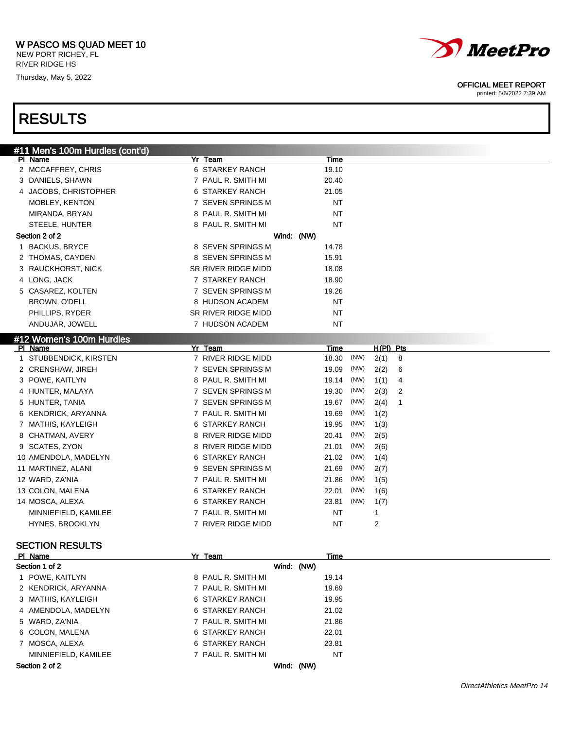W PASCO MS QUAD MEET 10
NEW PORT RICHEY, FL
RIVER RIDGE HS
Thursday, May 5, 2022

OFFICIAL MEET REPORT
printed: 5/6/2022 7:39 AM

# RESULTS

## #11 Men's 100m Hurdles (cont'd)

| Pl | Name | Yr | Team | Time |
|---|---|---|---|---|
| 2 | MCCAFFREY, CHRIS | 6 | STARKEY RANCH | 19.10 |
| 3 | DANIELS, SHAWN | 7 | PAUL R. SMITH MI | 20.40 |
| 4 | JACOBS, CHRISTOPHER | 6 | STARKEY RANCH | 21.05 |
| | MOBLEY, KENTON | 7 | SEVEN SPRINGS M | NT |
| | MIRANDA, BRYAN | 8 | PAUL R. SMITH MI | NT |
| | STEELE, HUNTER | 8 | PAUL R. SMITH MI | NT |

**Section 2 of 2** Wind: (NW)

| Pl | Name | Yr | Team | Time |
|---|---|---|---|---|
| 1 | BACKUS, BRYCE | 8 | SEVEN SPRINGS M | 14.78 |
| 2 | THOMAS, CAYDEN | 8 | SEVEN SPRINGS M | 15.91 |
| 3 | RAUCKHORST, NICK | SR | RIVER RIDGE MIDD | 18.08 |
| 4 | LONG, JACK | 7 | STARKEY RANCH | 18.90 |
| 5 | CASAREZ, KOLTEN | 7 | SEVEN SPRINGS M | 19.26 |
| | BROWN, O'DELL | 8 | HUDSON ACADEM | NT |
| | PHILLIPS, RYDER | SR | RIVER RIDGE MIDD | NT |
| | ANDUJAR, JOWELL | 7 | HUDSON ACADEM | NT |

## #12 Women's 100m Hurdles

| Pl | Name | Yr | Team | Time | | H(Pl) | Pts |
|---|---|---|---|---|---|---|---|
| 1 | STUBBENDICK, KIRSTEN | 7 | RIVER RIDGE MIDD | 18.30 | (NW) | 2(1) | 8 |
| 2 | CRENSHAW, JIREH | 7 | SEVEN SPRINGS M | 19.09 | (NW) | 2(2) | 6 |
| 3 | POWE, KAITLYN | 8 | PAUL R. SMITH MI | 19.14 | (NW) | 1(1) | 4 |
| 4 | HUNTER, MALAYA | 7 | SEVEN SPRINGS M | 19.30 | (NW) | 2(3) | 2 |
| 5 | HUNTER, TANIA | 7 | SEVEN SPRINGS M | 19.67 | (NW) | 2(4) | 1 |
| 6 | KENDRICK, ARYANNA | 7 | PAUL R. SMITH MI | 19.69 | (NW) | 1(2) | |
| 7 | MATHIS, KAYLEIGH | 6 | STARKEY RANCH | 19.95 | (NW) | 1(3) | |
| 8 | CHATMAN, AVERY | 8 | RIVER RIDGE MIDD | 20.41 | (NW) | 2(5) | |
| 9 | SCATES, ZYON | 8 | RIVER RIDGE MIDD | 21.01 | (NW) | 2(6) | |
| 10 | AMENDOLA, MADELYN | 6 | STARKEY RANCH | 21.02 | (NW) | 1(4) | |
| 11 | MARTINEZ, ALANI | 9 | SEVEN SPRINGS M | 21.69 | (NW) | 2(7) | |
| 12 | WARD, ZA'NIA | 7 | PAUL R. SMITH MI | 21.86 | (NW) | 1(5) | |
| 13 | COLON, MALENA | 6 | STARKEY RANCH | 22.01 | (NW) | 1(6) | |
| 14 | MOSCA, ALEXA | 6 | STARKEY RANCH | 23.81 | (NW) | 1(7) | |
| | MINNIEFIELD, KAMILEE | 7 | PAUL R. SMITH MI | NT | | 1 | |
| | HYNES, BROOKLYN | 7 | RIVER RIDGE MIDD | NT | | 2 | |

### SECTION RESULTS

**Section 1 of 2** Wind: (NW)

| Pl | Name | Yr | Team | Time |
|---|---|---|---|---|
| 1 | POWE, KAITLYN | 8 | PAUL R. SMITH MI | 19.14 |
| 2 | KENDRICK, ARYANNA | 7 | PAUL R. SMITH MI | 19.69 |
| 3 | MATHIS, KAYLEIGH | 6 | STARKEY RANCH | 19.95 |
| 4 | AMENDOLA, MADELYN | 6 | STARKEY RANCH | 21.02 |
| 5 | WARD, ZA'NIA | 7 | PAUL R. SMITH MI | 21.86 |
| 6 | COLON, MALENA | 6 | STARKEY RANCH | 22.01 |
| 7 | MOSCA, ALEXA | 6 | STARKEY RANCH | 23.81 |
| | MINNIEFIELD, KAMILEE | 7 | PAUL R. SMITH MI | NT |

**Section 2 of 2** Wind: (NW)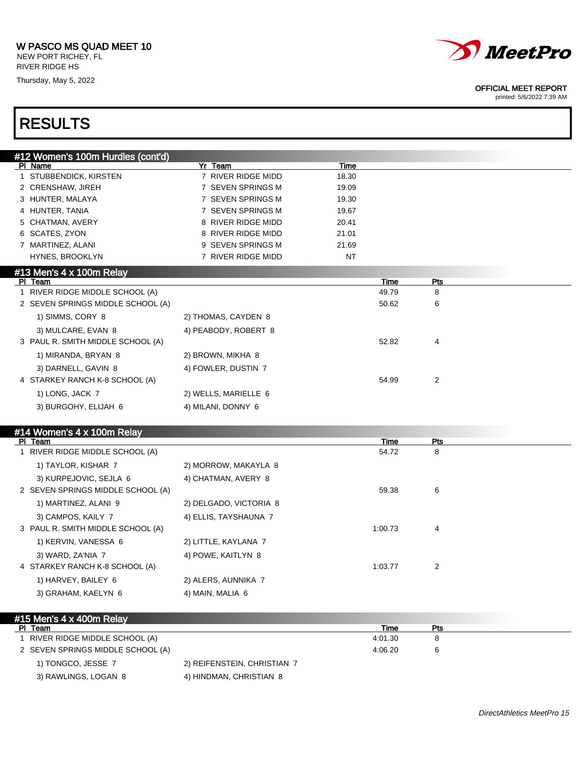W PASCO MS QUAD MEET 10
NEW PORT RICHEY, FL
RIVER RIDGE HS
Thursday, May 5, 2022

OFFICIAL MEET REPORT
printed: 5/6/2022 7:39 AM

# RESULTS

## #12 Women's 100m Hurdles (cont'd)

| Pl | Name | Yr | Team | Time |
|---|---|---|---|---|
| 1 | STUBBENDICK, KIRSTEN | 7 | RIVER RIDGE MIDD | 18.30 |
| 2 | CRENSHAW, JIREH | 7 | SEVEN SPRINGS M | 19.09 |
| 3 | HUNTER, MALAYA | 7 | SEVEN SPRINGS M | 19.30 |
| 4 | HUNTER, TANIA | 7 | SEVEN SPRINGS M | 19.67 |
| 5 | CHATMAN, AVERY | 8 | RIVER RIDGE MIDD | 20.41 |
| 6 | SCATES, ZYON | 8 | RIVER RIDGE MIDD | 21.01 |
| 7 | MARTINEZ, ALANI | 9 | SEVEN SPRINGS M | 21.69 |
| | HYNES, BROOKLYN | 7 | RIVER RIDGE MIDD | NT |

## #13 Men's 4 x 100m Relay

| Pl | Team | Time | Pts |
|---|---|---|---|
| 1 | RIVER RIDGE MIDDLE SCHOOL (A) | 49.79 | 8 |
| 2 | SEVEN SPRINGS MIDDLE SCHOOL (A) | 50.62 | 6 |
| | 1) SIMMS, CORY 8; 2) THOMAS, CAYDEN 8; 3) MULCARE, EVAN 8; 4) PEABODY, ROBERT 8 | | |
| 3 | PAUL R. SMITH MIDDLE SCHOOL (A) | 52.82 | 4 |
| | 1) MIRANDA, BRYAN 8; 2) BROWN, MIKHA 8; 3) DARNELL, GAVIN 8; 4) FOWLER, DUSTIN 7 | | |
| 4 | STARKEY RANCH K-8 SCHOOL (A) | 54.99 | 2 |
| | 1) LONG, JACK 7; 2) WELLS, MARIELLE 6; 3) BURGOHY, ELIJAH 6; 4) MILANI, DONNY 6 | | |

## #14 Women's 4 x 100m Relay

| Pl | Team | Time | Pts |
|---|---|---|---|
| 1 | RIVER RIDGE MIDDLE SCHOOL (A) | 54.72 | 8 |
| | 1) TAYLOR, KISHAR 7; 2) MORROW, MAKAYLA 8; 3) KURPEJOVIC, SEJLA 6; 4) CHATMAN, AVERY 8 | | |
| 2 | SEVEN SPRINGS MIDDLE SCHOOL (A) | 59.38 | 6 |
| | 1) MARTINEZ, ALANI 9; 2) DELGADO, VICTORIA 8; 3) CAMPOS, KAILY 7; 4) ELLIS, TAYSHAUNA 7 | | |
| 3 | PAUL R. SMITH MIDDLE SCHOOL (A) | 1:00.73 | 4 |
| | 1) KERVIN, VANESSA 6; 2) LITTLE, KAYLANA 7; 3) WARD, ZA'NIA 7; 4) POWE, KAITLYN 8 | | |
| 4 | STARKEY RANCH K-8 SCHOOL (A) | 1:03.77 | 2 |
| | 1) HARVEY, BAILEY 6; 2) ALERS, AUNNIKA 7; 3) GRAHAM, KAELYN 6; 4) MAIN, MALIA 6 | | |

## #15 Men's 4 x 400m Relay

| Pl | Team | Time | Pts |
|---|---|---|---|
| 1 | RIVER RIDGE MIDDLE SCHOOL (A) | 4:01.30 | 8 |
| 2 | SEVEN SPRINGS MIDDLE SCHOOL (A) | 4:06.20 | 6 |
| | 1) TONGCO, JESSE 7; 2) REIFENSTEIN, CHRISTIAN 7; 3) RAWLINGS, LOGAN 8; 4) HINDMAN, CHRISTIAN 8 | | |

DirectAthletics MeetPro 15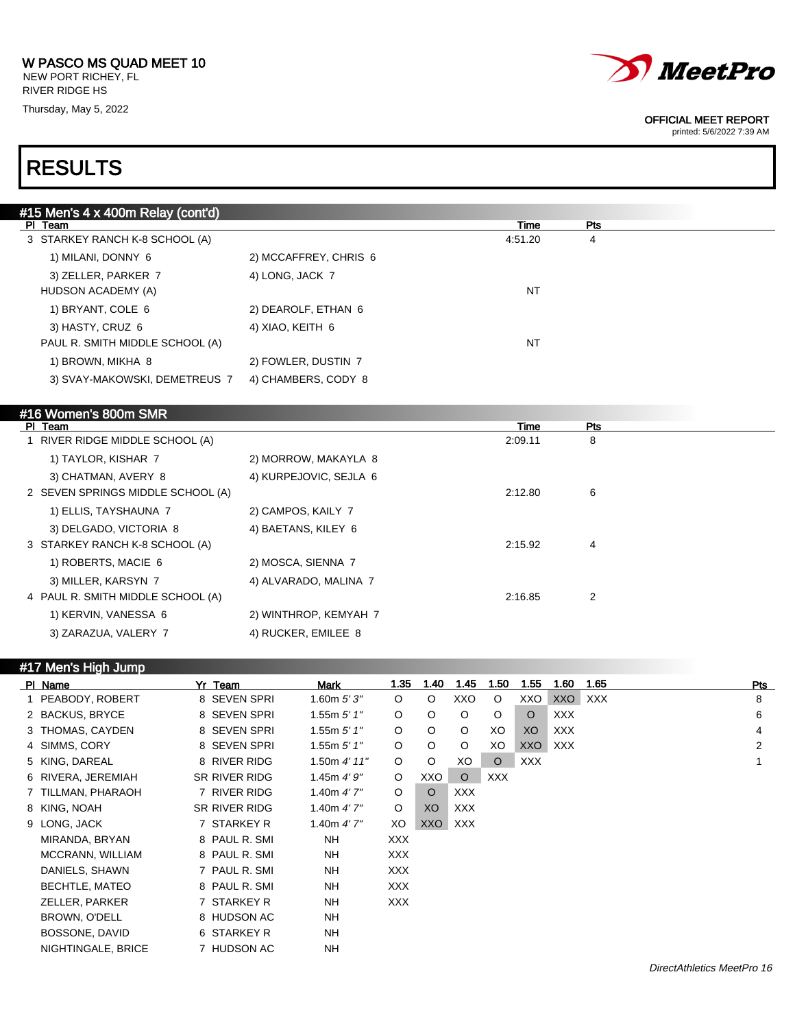W PASCO MS QUAD MEET 10
NEW PORT RICHEY, FL
RIVER RIDGE HS
Thursday, May 5, 2022

OFFICIAL MEET REPORT
printed: 5/6/2022 7:39 AM

# RESULTS

## #15 Men's 4 x 400m Relay (cont'd)

| Pl | Team | | Time | Pts |
|---|---|---|---|---|
| 3 | STARKEY RANCH K-8 SCHOOL (A) | | 4:51.20 | 4 |
| | 1) MILANI, DONNY 6 | 2) MCCAFFREY, CHRIS 6 | | |
| | 3) ZELLER, PARKER 7 | 4) LONG, JACK 7 | | |
| | HUDSON ACADEMY (A) | | NT | |
| | 1) BRYANT, COLE 6 | 2) DEAROLF, ETHAN 6 | | |
| | 3) HASTY, CRUZ 6 | 4) XIAO, KEITH 6 | | |
| | PAUL R. SMITH MIDDLE SCHOOL (A) | | NT | |
| | 1) BROWN, MIKHA 8 | 2) FOWLER, DUSTIN 7 | | |
| | 3) SVAY-MAKOWSKI, DEMETREUS 7 | 4) CHAMBERS, CODY 8 | | |

## #16 Women's 800m SMR

| Pl | Team | | Time | Pts |
|---|---|---|---|---|
| 1 | RIVER RIDGE MIDDLE SCHOOL (A) | | 2:09.11 | 8 |
| | 1) TAYLOR, KISHAR 7 | 2) MORROW, MAKAYLA 8 | | |
| | 3) CHATMAN, AVERY 8 | 4) KURPEJOVIC, SEJLA 6 | | |
| 2 | SEVEN SPRINGS MIDDLE SCHOOL (A) | | 2:12.80 | 6 |
| | 1) ELLIS, TAYSHAUNA 7 | 2) CAMPOS, KAILY 7 | | |
| | 3) DELGADO, VICTORIA 8 | 4) BAETANS, KILEY 6 | | |
| 3 | STARKEY RANCH K-8 SCHOOL (A) | | 2:15.92 | 4 |
| | 1) ROBERTS, MACIE 6 | 2) MOSCA, SIENNA 7 | | |
| | 3) MILLER, KARSYN 7 | 4) ALVARADO, MALINA 7 | | |
| 4 | PAUL R. SMITH MIDDLE SCHOOL (A) | | 2:16.85 | 2 |
| | 1) KERVIN, VANESSA 6 | 2) WINTHROP, KEMYAH 7 | | |
| | 3) ZARAZUA, VALERY 7 | 4) RUCKER, EMILEE 8 | | |

## #17 Men's High Jump

| Pl | Name | Yr | Team | Mark | 1.35 | 1.40 | 1.45 | 1.50 | 1.55 | 1.60 | 1.65 | Pts |
|---|---|---|---|---|---|---|---|---|---|---|---|---|
| 1 | PEABODY, ROBERT | 8 | SEVEN SPRI | 1.60m *5' 3"* | O | O | XXO | O | XXO | XXO | XXX | 8 |
| 2 | BACKUS, BRYCE | 8 | SEVEN SPRI | 1.55m *5' 1"* | O | O | O | O | O | XXX | | 6 |
| 3 | THOMAS, CAYDEN | 8 | SEVEN SPRI | 1.55m *5' 1"* | O | O | O | XO | XO | XXX | | 4 |
| 4 | SIMMS, CORY | 8 | SEVEN SPRI | 1.55m *5' 1"* | O | O | O | XO | XXO | XXX | | 2 |
| 5 | KING, DAREAL | 8 | RIVER RIDG | 1.50m *4' 11"* | O | O | XO | O | XXX | | | 1 |
| 6 | RIVERA, JEREMIAH | SR | RIVER RIDG | 1.45m *4' 9"* | O | XXO | O | XXX | | | | |
| 7 | TILLMAN, PHARAOH | 7 | RIVER RIDG | 1.40m *4' 7"* | O | O | XXX | | | | | |
| 8 | KING, NOAH | SR | RIVER RIDG | 1.40m *4' 7"* | O | XO | XXX | | | | | |
| 9 | LONG, JACK | 7 | STARKEY R | 1.40m *4' 7"* | XO | XXO | XXX | | | | | |
| | MIRANDA, BRYAN | 8 | PAUL R. SMI | NH | XXX | | | | | | | |
| | MCCRANN, WILLIAM | 8 | PAUL R. SMI | NH | XXX | | | | | | | |
| | DANIELS, SHAWN | 7 | PAUL R. SMI | NH | XXX | | | | | | | |
| | BECHTLE, MATEO | 8 | PAUL R. SMI | NH | XXX | | | | | | | |
| | ZELLER, PARKER | 7 | STARKEY R | NH | XXX | | | | | | | |
| | BROWN, O'DELL | 8 | HUDSON AC | NH | | | | | | | | |
| | BOSSONE, DAVID | 6 | STARKEY R | NH | | | | | | | | |
| | NIGHTINGALE, BRICE | 7 | HUDSON AC | NH | | | | | | | | |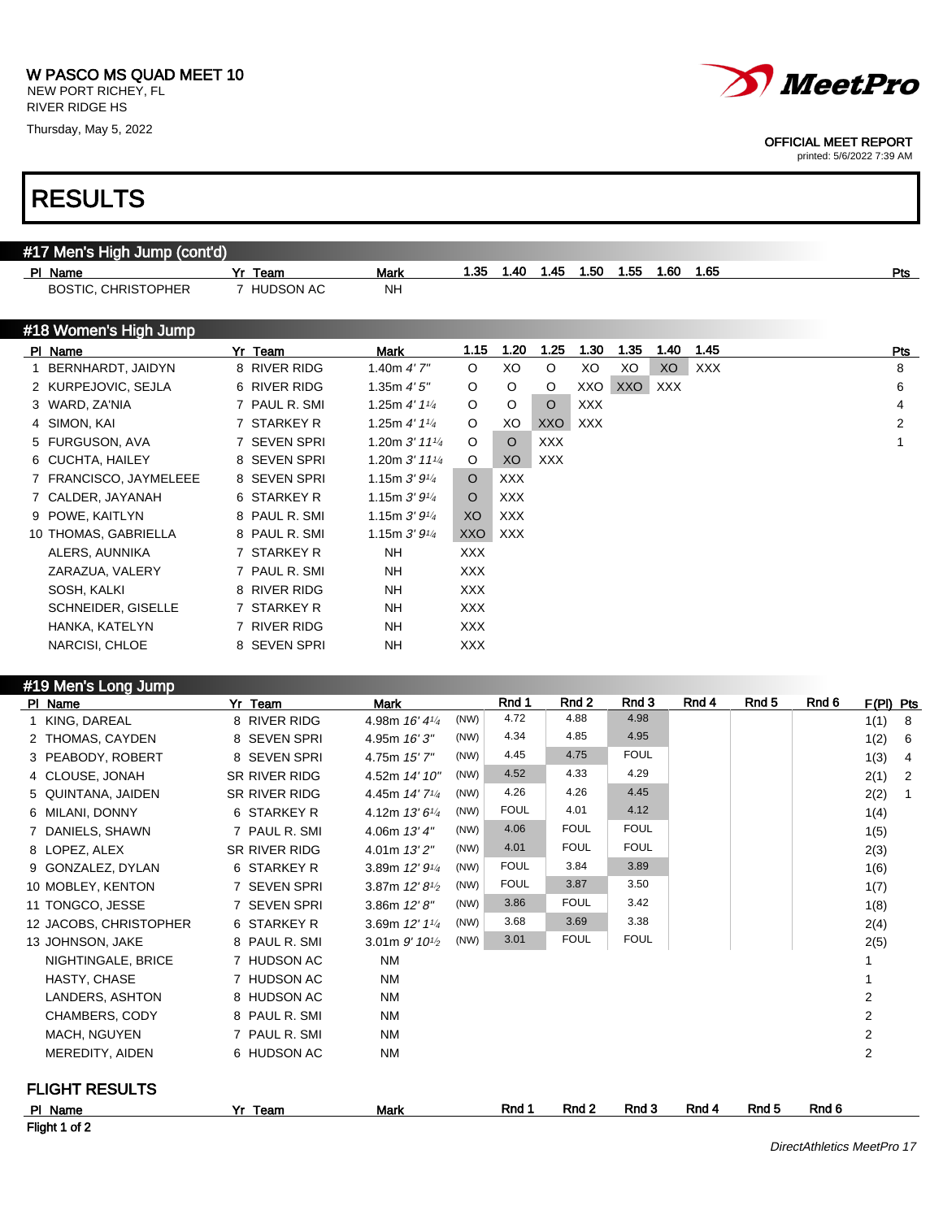W PASCO MS QUAD MEET 10
NEW PORT RICHEY, FL
RIVER RIDGE HS
Thursday, May 5, 2022

OFFICIAL MEET REPORT
printed: 5/6/2022 7:39 AM

# RESULTS

## #17 Men's High Jump (cont'd)

| Pl | Name | Yr | Team | Mark | 1.35 | 1.40 | 1.45 | 1.50 | 1.55 | 1.60 | 1.65 | Pts |
|---|---|---|---|---|---|---|---|---|---|---|---|---|
| | BOSTIC, CHRISTOPHER | 7 | HUDSON AC | NH | | | | | | | | |

## #18 Women's High Jump

| Pl | Name | Yr | Team | Mark | 1.15 | 1.20 | 1.25 | 1.30 | 1.35 | 1.40 | 1.45 | Pts |
|---|---|---|---|---|---|---|---|---|---|---|---|---|
| 1 | BERNHARDT, JAIDYN | 8 | RIVER RIDG | 1.40m *4' 7"* | O | XO | O | XO | XO | XO | XXX | 8 |
| 2 | KURPEJOVIC, SEJLA | 6 | RIVER RIDG | 1.35m *4' 5"* | O | O | O | XXO | XXO | XXX | | 6 |
| 3 | WARD, ZA'NIA | 7 | PAUL R. SMI | 1.25m *4' 1¼* | O | O | O | XXX | | | | 4 |
| 4 | SIMON, KAI | 7 | STARKEY R | 1.25m *4' 1¼* | O | XO | XXO | XXX | | | | 2 |
| 5 | FURGUSON, AVA | 7 | SEVEN SPRI | 1.20m *3' 11¼* | O | O | XXX | | | | | 1 |
| 6 | CUCHTA, HAILEY | 8 | SEVEN SPRI | 1.20m *3' 11¼* | O | XO | XXX | | | | | |
| 7 | FRANCISCO, JAYMELEEE | 8 | SEVEN SPRI | 1.15m *3' 9¼* | O | XXX | | | | | | |
| 7 | CALDER, JAYANAH | 6 | STARKEY R | 1.15m *3' 9¼* | O | XXX | | | | | | |
| 9 | POWE, KAITLYN | 8 | PAUL R. SMI | 1.15m *3' 9¼* | XO | XXX | | | | | | |
| 10 | THOMAS, GABRIELLA | 8 | PAUL R. SMI | 1.15m *3' 9¼* | XXO | XXX | | | | | | |
| | ALERS, AUNNIKA | 7 | STARKEY R | NH | XXX | | | | | | | |
| | ZARAZUA, VALERY | 7 | PAUL R. SMI | NH | XXX | | | | | | | |
| | SOSH, KALKI | 8 | RIVER RIDG | NH | XXX | | | | | | | |
| | SCHNEIDER, GISELLE | 7 | STARKEY R | NH | XXX | | | | | | | |
| | HANKA, KATELYN | 7 | RIVER RIDG | NH | XXX | | | | | | | |
| | NARCISI, CHLOE | 8 | SEVEN SPRI | NH | XXX | | | | | | | |

## #19 Men's Long Jump

| Pl | Name | Yr | Team | Mark | | Rnd 1 | Rnd 2 | Rnd 3 | Rnd 4 | Rnd 5 | Rnd 6 | F(Pl) | Pts |
|---|---|---|---|---|---|---|---|---|---|---|---|---|---|
| 1 | KING, DAREAL | 8 | RIVER RIDG | 4.98m *16' 4¼* | (NW) | 4.72 | 4.88 | 4.98 | | | | 1(1) | 8 |
| 2 | THOMAS, CAYDEN | 8 | SEVEN SPRI | 4.95m *16' 3"* | (NW) | 4.34 | 4.85 | 4.95 | | | | 1(2) | 6 |
| 3 | PEABODY, ROBERT | 8 | SEVEN SPRI | 4.75m *15' 7"* | (NW) | 4.45 | 4.75 | FOUL | | | | 1(3) | 4 |
| 4 | CLOUSE, JONAH | SR | RIVER RIDG | 4.52m *14' 10"* | (NW) | 4.52 | 4.33 | 4.29 | | | | 2(1) | 2 |
| 5 | QUINTANA, JAIDEN | SR | RIVER RIDG | 4.45m *14' 7¼* | (NW) | 4.26 | 4.26 | 4.45 | | | | 2(2) | 1 |
| 6 | MILANI, DONNY | 6 | STARKEY R | 4.12m *13' 6¼* | (NW) | FOUL | 4.01 | 4.12 | | | | 1(4) | |
| 7 | DANIELS, SHAWN | 7 | PAUL R. SMI | 4.06m *13' 4"* | (NW) | 4.06 | FOUL | FOUL | | | | 1(5) | |
| 8 | LOPEZ, ALEX | SR | RIVER RIDG | 4.01m *13' 2"* | (NW) | 4.01 | FOUL | FOUL | | | | 2(3) | |
| 9 | GONZALEZ, DYLAN | 6 | STARKEY R | 3.89m *12' 9¼* | (NW) | FOUL | 3.84 | 3.89 | | | | 1(6) | |
| 10 | MOBLEY, KENTON | 7 | SEVEN SPRI | 3.87m *12' 8½* | (NW) | FOUL | 3.87 | 3.50 | | | | 1(7) | |
| 11 | TONGCO, JESSE | 7 | SEVEN SPRI | 3.86m *12' 8"* | (NW) | 3.86 | FOUL | 3.42 | | | | 1(8) | |
| 12 | JACOBS, CHRISTOPHER | 6 | STARKEY R | 3.69m *12' 1¼* | (NW) | 3.68 | 3.69 | 3.38 | | | | 2(4) | |
| 13 | JOHNSON, JAKE | 8 | PAUL R. SMI | 3.01m *9' 10½* | (NW) | 3.01 | FOUL | FOUL | | | | 2(5) | |
| | NIGHTINGALE, BRICE | 7 | HUDSON AC | NM | | | | | | | | 1 | |
| | HASTY, CHASE | 7 | HUDSON AC | NM | | | | | | | | 1 | |
| | LANDERS, ASHTON | 8 | HUDSON AC | NM | | | | | | | | 2 | |
| | CHAMBERS, CODY | 8 | PAUL R. SMI | NM | | | | | | | | 2 | |
| | MACH, NGUYEN | 7 | PAUL R. SMI | NM | | | | | | | | 2 | |
| | MEREDITY, AIDEN | 6 | HUDSON AC | NM | | | | | | | | 2 | |

### FLIGHT RESULTS

| Pl | Name | Yr | Team | Mark | Rnd 1 | Rnd 2 | Rnd 3 | Rnd 4 | Rnd 5 | Rnd 6 |
|---|---|---|---|---|---|---|---|---|---|---|

**Flight 1 of 2**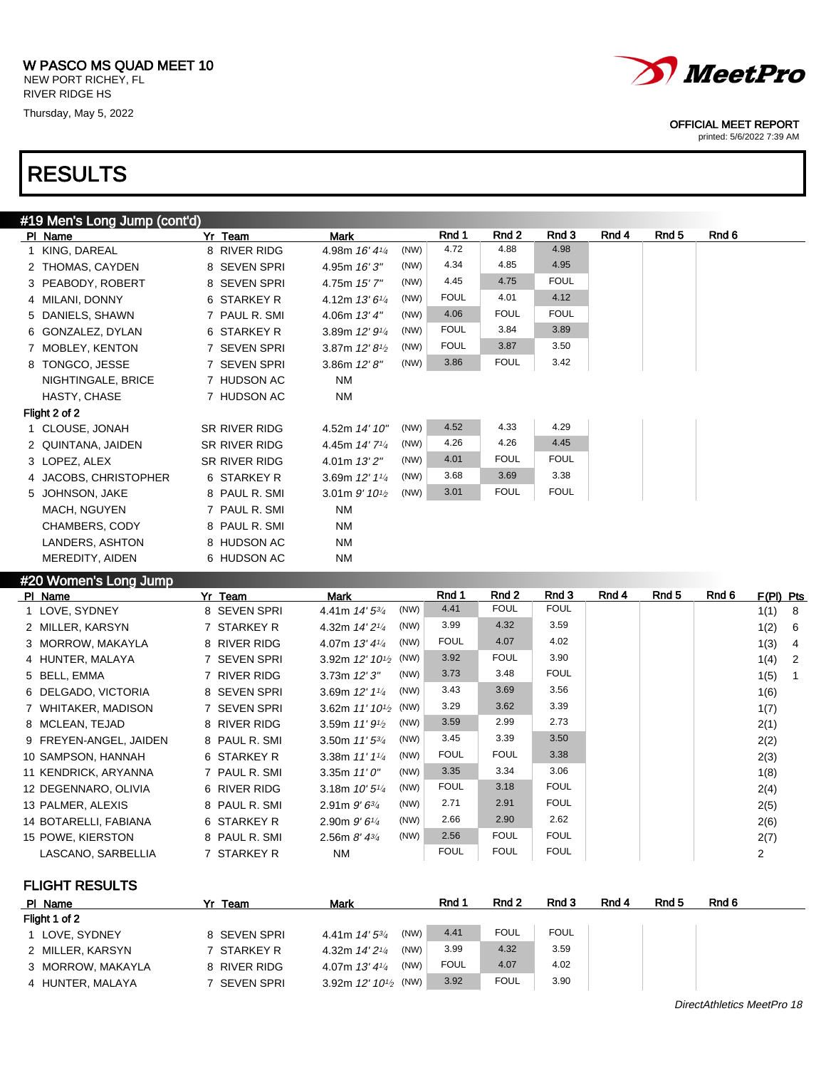W PASCO MS QUAD MEET 10
NEW PORT RICHEY, FL
RIVER RIDGE HS
Thursday, May 5, 2022

OFFICIAL MEET REPORT
printed: 5/6/2022 7:39 AM

# RESULTS

## #19 Men's Long Jump (cont'd)

| Pl | Name | Yr | Team | Mark | | Rnd 1 | Rnd 2 | Rnd 3 | Rnd 4 | Rnd 5 | Rnd 6 |
|---|---|---|---|---|---|---|---|---|---|---|---|
| 1 | KING, DAREAL | 8 | RIVER RIDG | 4.98m 16' 4¼ | (NW) | 4.72 | 4.88 | 4.98 | | | |
| 2 | THOMAS, CAYDEN | 8 | SEVEN SPRI | 4.95m 16' 3" | (NW) | 4.34 | 4.85 | 4.95 | | | |
| 3 | PEABODY, ROBERT | 8 | SEVEN SPRI | 4.75m 15' 7" | (NW) | 4.45 | 4.75 | FOUL | | | |
| 4 | MILANI, DONNY | 6 | STARKEY R | 4.12m 13' 6¼ | (NW) | FOUL | 4.01 | 4.12 | | | |
| 5 | DANIELS, SHAWN | 7 | PAUL R. SMI | 4.06m 13' 4" | (NW) | 4.06 | FOUL | FOUL | | | |
| 6 | GONZALEZ, DYLAN | 6 | STARKEY R | 3.89m 12' 9¼ | (NW) | FOUL | 3.84 | 3.89 | | | |
| 7 | MOBLEY, KENTON | 7 | SEVEN SPRI | 3.87m 12' 8½ | (NW) | FOUL | 3.87 | 3.50 | | | |
| 8 | TONGCO, JESSE | 7 | SEVEN SPRI | 3.86m 12' 8" | (NW) | 3.86 | FOUL | 3.42 | | | |
| | NIGHTINGALE, BRICE | 7 | HUDSON AC | NM | | | | | | | |
| | HASTY, CHASE | 7 | HUDSON AC | NM | | | | | | | |
| **Flight 2 of 2** | | | | | | | | | | | |
| 1 | CLOUSE, JONAH | SR | RIVER RIDG | 4.52m 14' 10" | (NW) | 4.52 | 4.33 | 4.29 | | | |
| 2 | QUINTANA, JAIDEN | SR | RIVER RIDG | 4.45m 14' 7¼ | (NW) | 4.26 | 4.26 | 4.45 | | | |
| 3 | LOPEZ, ALEX | SR | RIVER RIDG | 4.01m 13' 2" | (NW) | 4.01 | FOUL | FOUL | | | |
| 4 | JACOBS, CHRISTOPHER | 6 | STARKEY R | 3.69m 12' 1¼ | (NW) | 3.68 | 3.69 | 3.38 | | | |
| 5 | JOHNSON, JAKE | 8 | PAUL R. SMI | 3.01m 9' 10½ | (NW) | 3.01 | FOUL | FOUL | | | |
| | MACH, NGUYEN | 7 | PAUL R. SMI | NM | | | | | | | |
| | CHAMBERS, CODY | 8 | PAUL R. SMI | NM | | | | | | | |
| | LANDERS, ASHTON | 8 | HUDSON AC | NM | | | | | | | |
| | MEREDITY, AIDEN | 6 | HUDSON AC | NM | | | | | | | |

## #20 Women's Long Jump

| Pl | Name | Yr | Team | Mark | | Rnd 1 | Rnd 2 | Rnd 3 | Rnd 4 | Rnd 5 | Rnd 6 | F(Pl) | Pts |
|---|---|---|---|---|---|---|---|---|---|---|---|---|---|
| 1 | LOVE, SYDNEY | 8 | SEVEN SPRI | 4.41m 14' 5¾ | (NW) | 4.41 | FOUL | FOUL | | | | 1(1) | 8 |
| 2 | MILLER, KARSYN | 7 | STARKEY R | 4.32m 14' 2¼ | (NW) | 3.99 | 4.32 | 3.59 | | | | 1(2) | 6 |
| 3 | MORROW, MAKAYLA | 8 | RIVER RIDG | 4.07m 13' 4¼ | (NW) | FOUL | 4.07 | 4.02 | | | | 1(3) | 4 |
| 4 | HUNTER, MALAYA | 7 | SEVEN SPRI | 3.92m 12' 10½ | (NW) | 3.92 | FOUL | 3.90 | | | | 1(4) | 2 |
| 5 | BELL, EMMA | 7 | RIVER RIDG | 3.73m 12' 3" | (NW) | 3.73 | 3.48 | FOUL | | | | 1(5) | 1 |
| 6 | DELGADO, VICTORIA | 8 | SEVEN SPRI | 3.69m 12' 1¼ | (NW) | 3.43 | 3.69 | 3.56 | | | | 1(6) | |
| 7 | WHITAKER, MADISON | 7 | SEVEN SPRI | 3.62m 11' 10½ | (NW) | 3.29 | 3.62 | 3.39 | | | | 1(7) | |
| 8 | MCLEAN, TEJAD | 8 | RIVER RIDG | 3.59m 11' 9½ | (NW) | 3.59 | 2.99 | 2.73 | | | | 2(1) | |
| 9 | FREYEN-ANGEL, JAIDEN | 8 | PAUL R. SMI | 3.50m 11' 5¾ | (NW) | 3.45 | 3.39 | 3.50 | | | | 2(2) | |
| 10 | SAMPSON, HANNAH | 6 | STARKEY R | 3.38m 11' 1¼ | (NW) | FOUL | FOUL | 3.38 | | | | 2(3) | |
| 11 | KENDRICK, ARYANNA | 7 | PAUL R. SMI | 3.35m 11' 0" | (NW) | 3.35 | 3.34 | 3.06 | | | | 1(8) | |
| 12 | DEGENNARO, OLIVIA | 6 | RIVER RIDG | 3.18m 10' 5¼ | (NW) | FOUL | 3.18 | FOUL | | | | 2(4) | |
| 13 | PALMER, ALEXIS | 8 | PAUL R. SMI | 2.91m 9' 6¾ | (NW) | 2.71 | 2.91 | FOUL | | | | 2(5) | |
| 14 | BOTARELLI, FABIANA | 6 | STARKEY R | 2.90m 9' 6¼ | (NW) | 2.66 | 2.90 | 2.62 | | | | 2(6) | |
| 15 | POWE, KIERSTON | 8 | PAUL R. SMI | 2.56m 8' 4¾ | (NW) | 2.56 | FOUL | FOUL | | | | 2(7) | |
| | LASCANO, SARBELLIA | 7 | STARKEY R | NM | | FOUL | FOUL | FOUL | | | | 2 | |

### FLIGHT RESULTS

| Pl | Name | Yr | Team | Mark | | Rnd 1 | Rnd 2 | Rnd 3 | Rnd 4 | Rnd 5 | Rnd 6 |
|---|---|---|---|---|---|---|---|---|---|---|---|
| **Flight 1 of 2** | | | | | | | | | | | |
| 1 | LOVE, SYDNEY | 8 | SEVEN SPRI | 4.41m 14' 5¾ | (NW) | 4.41 | FOUL | FOUL | | | |
| 2 | MILLER, KARSYN | 7 | STARKEY R | 4.32m 14' 2¼ | (NW) | 3.99 | 4.32 | 3.59 | | | |
| 3 | MORROW, MAKAYLA | 8 | RIVER RIDG | 4.07m 13' 4¼ | (NW) | FOUL | 4.07 | 4.02 | | | |
| 4 | HUNTER, MALAYA | 7 | SEVEN SPRI | 3.92m 12' 10½ | (NW) | 3.92 | FOUL | 3.90 | | | |

DirectAthletics MeetPro 18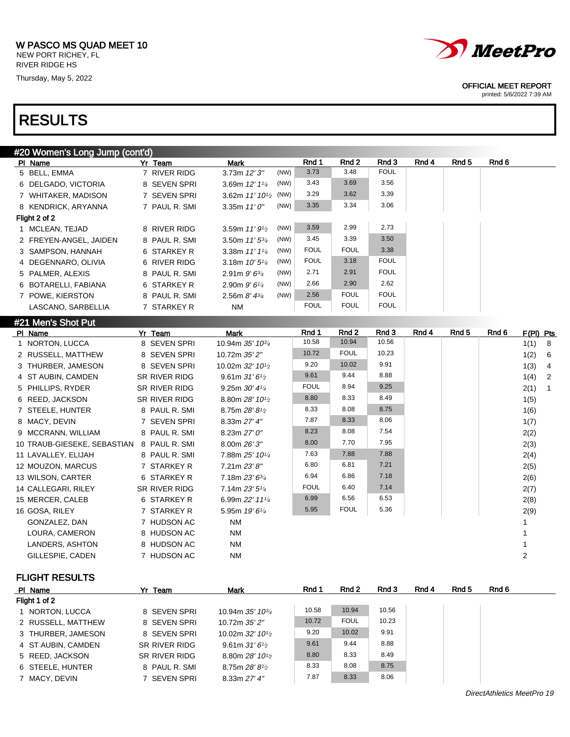W PASCO MS QUAD MEET 10
NEW PORT RICHEY, FL
RIVER RIDGE HS
Thursday, May 5, 2022

OFFICIAL MEET REPORT
printed: 5/6/2022 7:39 AM

# RESULTS

## #20 Women's Long Jump (cont'd)

| Pl | Name | Yr | Team | Mark | | Rnd 1 | Rnd 2 | Rnd 3 | Rnd 4 | Rnd 5 | Rnd 6 |
|---|---|---|---|---|---|---|---|---|---|---|---|
| 5 | BELL, EMMA | 7 | RIVER RIDG | 3.73m *12' 3"* | (NW) | 3.73 | 3.48 | FOUL | | | |
| 6 | DELGADO, VICTORIA | 8 | SEVEN SPRI | 3.69m *12' 1¼* | (NW) | 3.43 | 3.69 | 3.56 | | | |
| 7 | WHITAKER, MADISON | 7 | SEVEN SPRI | 3.62m *11' 10½* | (NW) | 3.29 | 3.62 | 3.39 | | | |
| 8 | KENDRICK, ARYANNA | 7 | PAUL R. SMI | 3.35m *11' 0"* | (NW) | 3.35 | 3.34 | 3.06 | | | |
| Flight 2 of 2 | | | | | | | | | | | |
| 1 | MCLEAN, TEJAD | 8 | RIVER RIDG | 3.59m *11' 9½* | (NW) | 3.59 | 2.99 | 2.73 | | | |
| 2 | FREYEN-ANGEL, JAIDEN | 8 | PAUL R. SMI | 3.50m *11' 5¾* | (NW) | 3.45 | 3.39 | 3.50 | | | |
| 3 | SAMPSON, HANNAH | 6 | STARKEY R | 3.38m *11' 1¼* | (NW) | FOUL | FOUL | 3.38 | | | |
| 4 | DEGENNARO, OLIVIA | 6 | RIVER RIDG | 3.18m *10' 5¼* | (NW) | FOUL | 3.18 | FOUL | | | |
| 5 | PALMER, ALEXIS | 8 | PAUL R. SMI | 2.91m *9' 6¾* | (NW) | 2.71 | 2.91 | FOUL | | | |
| 6 | BOTARELLI, FABIANA | 6 | STARKEY R | 2.90m *9' 6¼* | (NW) | 2.66 | 2.90 | 2.62 | | | |
| 7 | POWE, KIERSTON | 8 | PAUL R. SMI | 2.56m *8' 4¾* | (NW) | 2.56 | FOUL | FOUL | | | |
| | LASCANO, SARBELLIA | 7 | STARKEY R | NM | | FOUL | FOUL | FOUL | | | |

## #21 Men's Shot Put

| Pl | Name | Yr | Team | Mark | Rnd 1 | Rnd 2 | Rnd 3 | Rnd 4 | Rnd 5 | Rnd 6 | F(Pl) | Pts |
|---|---|---|---|---|---|---|---|---|---|---|---|---|
| 1 | NORTON, LUCCA | 8 | SEVEN SPRI | 10.94m *35' 10¾* | 10.58 | 10.94 | 10.56 | | | | 1(1) | 8 |
| 2 | RUSSELL, MATTHEW | 8 | SEVEN SPRI | 10.72m *35' 2"* | 10.72 | FOUL | 10.23 | | | | 1(2) | 6 |
| 3 | THURBER, JAMESON | 8 | SEVEN SPRI | 10.02m *32' 10½* | 9.20 | 10.02 | 9.91 | | | | 1(3) | 4 |
| 4 | ST AUBIN, CAMDEN | SR | RIVER RIDG | 9.61m *31' 6½* | 9.61 | 9.44 | 8.88 | | | | 1(4) | 2 |
| 5 | PHILLIPS, RYDER | SR | RIVER RIDG | 9.25m *30' 4¼* | FOUL | 8.94 | 9.25 | | | | 2(1) | 1 |
| 6 | REED, JACKSON | SR | RIVER RIDG | 8.80m *28' 10½* | 8.80 | 8.33 | 8.49 | | | | 1(5) | |
| 7 | STEELE, HUNTER | 8 | PAUL R. SMI | 8.75m *28' 8½* | 8.33 | 8.08 | 8.75 | | | | 1(6) | |
| 8 | MACY, DEVIN | 7 | SEVEN SPRI | 8.33m *27' 4"* | 7.87 | 8.33 | 8.06 | | | | 1(7) | |
| 9 | MCCRANN, WILLIAM | 8 | PAUL R. SMI | 8.23m *27' 0"* | 8.23 | 8.08 | 7.54 | | | | 2(2) | |
| 10 | TRAUB-GIESEKE, SEBASTIAN | 8 | PAUL R. SMI | 8.00m *26' 3"* | 8.00 | 7.70 | 7.95 | | | | 2(3) | |
| 11 | LAVALLEY, ELIJAH | 8 | PAUL R. SMI | 7.88m *25' 10¼* | 7.63 | 7.88 | 7.88 | | | | 2(4) | |
| 12 | MOUZON, MARCUS | 7 | STARKEY R | 7.21m *23' 8"* | 6.80 | 6.81 | 7.21 | | | | 2(5) | |
| 13 | WILSON, CARTER | 6 | STARKEY R | 7.18m *23' 6¾* | 6.94 | 6.86 | 7.18 | | | | 2(6) | |
| 14 | CALLEGARI, RILEY | SR | RIVER RIDG | 7.14m *23' 5¼* | FOUL | 6.40 | 7.14 | | | | 2(7) | |
| 15 | MERCER, CALEB | 6 | STARKEY R | 6.99m *22' 11¼* | 6.99 | 6.56 | 6.53 | | | | 2(8) | |
| 16 | GOSA, RILEY | 7 | STARKEY R | 5.95m *19' 6¼* | 5.95 | FOUL | 5.36 | | | | 2(9) | |
| | GONZALEZ, DAN | 7 | HUDSON AC | NM | | | | | | | 1 | |
| | LOURA, CAMERON | 8 | HUDSON AC | NM | | | | | | | 1 | |
| | LANDERS, ASHTON | 8 | HUDSON AC | NM | | | | | | | 1 | |
| | GILLESPIE, CADEN | 7 | HUDSON AC | NM | | | | | | | 2 | |

### FLIGHT RESULTS

| Pl | Name | Yr | Team | Mark | Rnd 1 | Rnd 2 | Rnd 3 | Rnd 4 | Rnd 5 | Rnd 6 |
|---|---|---|---|---|---|---|---|---|---|---|
| Flight 1 of 2 | | | | | | | | | | |
| 1 | NORTON, LUCCA | 8 | SEVEN SPRI | 10.94m *35' 10¾* | 10.58 | 10.94 | 10.56 | | | |
| 2 | RUSSELL, MATTHEW | 8 | SEVEN SPRI | 10.72m *35' 2"* | 10.72 | FOUL | 10.23 | | | |
| 3 | THURBER, JAMESON | 8 | SEVEN SPRI | 10.02m *32' 10½* | 9.20 | 10.02 | 9.91 | | | |
| 4 | ST AUBIN, CAMDEN | SR | RIVER RIDG | 9.61m *31' 6½* | 9.61 | 9.44 | 8.88 | | | |
| 5 | REED, JACKSON | SR | RIVER RIDG | 8.80m *28' 10½* | 8.80 | 8.33 | 8.49 | | | |
| 6 | STEELE, HUNTER | 8 | PAUL R. SMI | 8.75m *28' 8½* | 8.33 | 8.08 | 8.75 | | | |
| 7 | MACY, DEVIN | 7 | SEVEN SPRI | 8.33m *27' 4"* | 7.87 | 8.33 | 8.06 | | | |

DirectAthletics MeetPro 19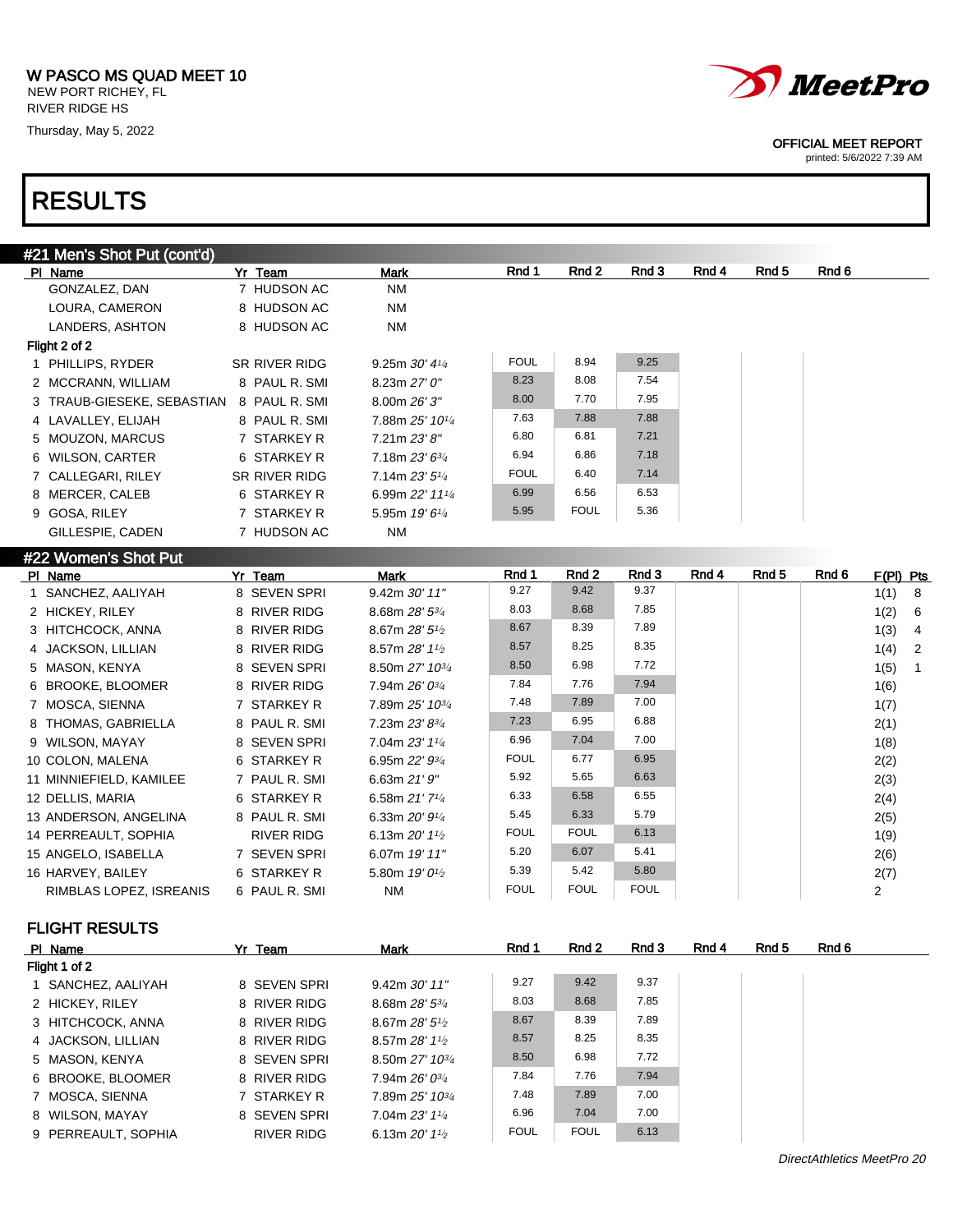W PASCO MS QUAD MEET 10
NEW PORT RICHEY, FL
RIVER RIDGE HS
Thursday, May 5, 2022

OFFICIAL MEET REPORT
printed: 5/6/2022 7:39 AM

# RESULTS

## #21 Men's Shot Put (cont'd)

| Pl | Name | Yr | Team | Mark | Rnd 1 | Rnd 2 | Rnd 3 | Rnd 4 | Rnd 5 | Rnd 6 |
|---|---|---|---|---|---|---|---|---|---|---|
| | GONZALEZ, DAN | 7 | HUDSON AC | NM | | | | | | |
| | LOURA, CAMERON | 8 | HUDSON AC | NM | | | | | | |
| | LANDERS, ASHTON | 8 | HUDSON AC | NM | | | | | | |
| **Flight 2 of 2** | | | | | | | | | | |
| 1 | PHILLIPS, RYDER | SR | RIVER RIDG | 9.25m *30' 4¼* | FOUL | 8.94 | 9.25 | | | |
| 2 | MCCRANN, WILLIAM | 8 | PAUL R. SMI | 8.23m *27' 0"* | 8.23 | 8.08 | 7.54 | | | |
| 3 | TRAUB-GIESEKE, SEBASTIAN | 8 | PAUL R. SMI | 8.00m *26' 3"* | 8.00 | 7.70 | 7.95 | | | |
| 4 | LAVALLEY, ELIJAH | 8 | PAUL R. SMI | 7.88m *25' 10¼* | 7.63 | 7.88 | 7.88 | | | |
| 5 | MOUZON, MARCUS | 7 | STARKEY R | 7.21m *23' 8"* | 6.80 | 6.81 | 7.21 | | | |
| 6 | WILSON, CARTER | 6 | STARKEY R | 7.18m *23' 6¾* | 6.94 | 6.86 | 7.18 | | | |
| 7 | CALLEGARI, RILEY | SR | RIVER RIDG | 7.14m *23' 5¼* | FOUL | 6.40 | 7.14 | | | |
| 8 | MERCER, CALEB | 6 | STARKEY R | 6.99m *22' 11¼* | 6.99 | 6.56 | 6.53 | | | |
| 9 | GOSA, RILEY | 7 | STARKEY R | 5.95m *19' 6¼* | 5.95 | FOUL | 5.36 | | | |
| | GILLESPIE, CADEN | 7 | HUDSON AC | NM | | | | | | |

## #22 Women's Shot Put

| Pl | Name | Yr | Team | Mark | Rnd 1 | Rnd 2 | Rnd 3 | Rnd 4 | Rnd 5 | Rnd 6 | F(Pl) | Pts |
|---|---|---|---|---|---|---|---|---|---|---|---|---|
| 1 | SANCHEZ, AALIYAH | 8 | SEVEN SPRI | 9.42m *30' 11"* | 9.27 | 9.42 | 9.37 | | | | 1(1) | 8 |
| 2 | HICKEY, RILEY | 8 | RIVER RIDG | 8.68m *28' 5¾* | 8.03 | 8.68 | 7.85 | | | | 1(2) | 6 |
| 3 | HITCHCOCK, ANNA | 8 | RIVER RIDG | 8.67m *28' 5½* | 8.67 | 8.39 | 7.89 | | | | 1(3) | 4 |
| 4 | JACKSON, LILLIAN | 8 | RIVER RIDG | 8.57m *28' 1½* | 8.57 | 8.25 | 8.35 | | | | 1(4) | 2 |
| 5 | MASON, KENYA | 8 | SEVEN SPRI | 8.50m *27' 10¾* | 8.50 | 6.98 | 7.72 | | | | 1(5) | 1 |
| 6 | BROOKE, BLOOMER | 8 | RIVER RIDG | 7.94m *26' 0¾* | 7.84 | 7.76 | 7.94 | | | | 1(6) | |
| 7 | MOSCA, SIENNA | 7 | STARKEY R | 7.89m *25' 10¾* | 7.48 | 7.89 | 7.00 | | | | 1(7) | |
| 8 | THOMAS, GABRIELLA | 8 | PAUL R. SMI | 7.23m *23' 8¾* | 7.23 | 6.95 | 6.88 | | | | 2(1) | |
| 9 | WILSON, MAYAY | 8 | SEVEN SPRI | 7.04m *23' 1¼* | 6.96 | 7.04 | 7.00 | | | | 1(8) | |
| 10 | COLON, MALENA | 6 | STARKEY R | 6.95m *22' 9¾* | FOUL | 6.77 | 6.95 | | | | 2(2) | |
| 11 | MINNIEFIELD, KAMILEE | 7 | PAUL R. SMI | 6.63m *21' 9"* | 5.92 | 5.65 | 6.63 | | | | 2(3) | |
| 12 | DELLIS, MARIA | 6 | STARKEY R | 6.58m *21' 7¼* | 6.33 | 6.58 | 6.55 | | | | 2(4) | |
| 13 | ANDERSON, ANGELINA | 8 | PAUL R. SMI | 6.33m *20' 9¼* | 5.45 | 6.33 | 5.79 | | | | 2(5) | |
| 14 | PERREAULT, SOPHIA | | RIVER RIDG | 6.13m *20' 1½* | FOUL | FOUL | 6.13 | | | | 1(9) | |
| 15 | ANGELO, ISABELLA | 7 | SEVEN SPRI | 6.07m *19' 11"* | 5.20 | 6.07 | 5.41 | | | | 2(6) | |
| 16 | HARVEY, BAILEY | 6 | STARKEY R | 5.80m *19' 0½* | 5.39 | 5.42 | 5.80 | | | | 2(7) | |
| | RIMBLAS LOPEZ, ISREANIS | 6 | PAUL R. SMI | NM | FOUL | FOUL | FOUL | | | | 2 | |

### FLIGHT RESULTS

| Pl | Name | Yr | Team | Mark | Rnd 1 | Rnd 2 | Rnd 3 | Rnd 4 | Rnd 5 | Rnd 6 |
|---|---|---|---|---|---|---|---|---|---|---|
| **Flight 1 of 2** | | | | | | | | | | |
| 1 | SANCHEZ, AALIYAH | 8 | SEVEN SPRI | 9.42m *30' 11"* | 9.27 | 9.42 | 9.37 | | | |
| 2 | HICKEY, RILEY | 8 | RIVER RIDG | 8.68m *28' 5¾* | 8.03 | 8.68 | 7.85 | | | |
| 3 | HITCHCOCK, ANNA | 8 | RIVER RIDG | 8.67m *28' 5½* | 8.67 | 8.39 | 7.89 | | | |
| 4 | JACKSON, LILLIAN | 8 | RIVER RIDG | 8.57m *28' 1½* | 8.57 | 8.25 | 8.35 | | | |
| 5 | MASON, KENYA | 8 | SEVEN SPRI | 8.50m *27' 10¾* | 8.50 | 6.98 | 7.72 | | | |
| 6 | BROOKE, BLOOMER | 8 | RIVER RIDG | 7.94m *26' 0¾* | 7.84 | 7.76 | 7.94 | | | |
| 7 | MOSCA, SIENNA | 7 | STARKEY R | 7.89m *25' 10¾* | 7.48 | 7.89 | 7.00 | | | |
| 8 | WILSON, MAYAY | 8 | SEVEN SPRI | 7.04m *23' 1¼* | 6.96 | 7.04 | 7.00 | | | |
| 9 | PERREAULT, SOPHIA | | RIVER RIDG | 6.13m *20' 1½* | FOUL | FOUL | 6.13 | | | |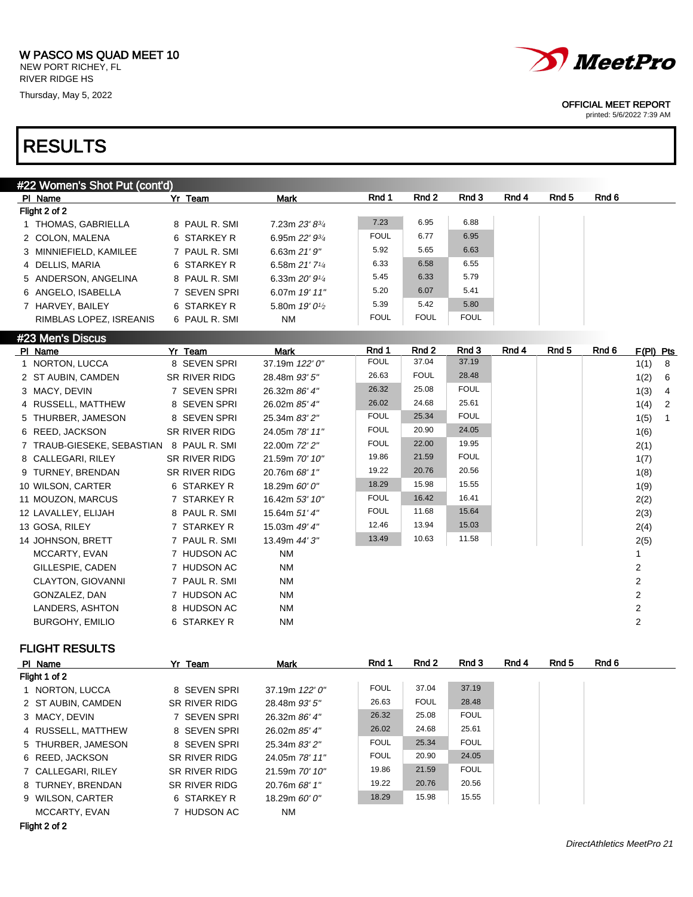W PASCO MS QUAD MEET 10
NEW PORT RICHEY, FL
RIVER RIDGE HS
Thursday, May 5, 2022

OFFICIAL MEET REPORT
printed: 5/6/2022 7:39 AM

# RESULTS

## #22 Women's Shot Put (cont'd)

| Pl | Name | Yr | Team | Mark | Rnd 1 | Rnd 2 | Rnd 3 | Rnd 4 | Rnd 5 | Rnd 6 |
|---|---|---|---|---|---|---|---|---|---|---|
| **Flight 2 of 2** | | | | | | | | | | |
| 1 | THOMAS, GABRIELLA | 8 | PAUL R. SMI | 7.23m *23' 8¾* | 7.23 | 6.95 | 6.88 | | | |
| 2 | COLON, MALENA | 6 | STARKEY R | 6.95m *22' 9¾* | FOUL | 6.77 | 6.95 | | | |
| 3 | MINNIEFIELD, KAMILEE | 7 | PAUL R. SMI | 6.63m *21' 9"* | 5.92 | 5.65 | 6.63 | | | |
| 4 | DELLIS, MARIA | 6 | STARKEY R | 6.58m *21' 7¼* | 6.33 | 6.58 | 6.55 | | | |
| 5 | ANDERSON, ANGELINA | 8 | PAUL R. SMI | 6.33m *20' 9¼* | 5.45 | 6.33 | 5.79 | | | |
| 6 | ANGELO, ISABELLA | 7 | SEVEN SPRI | 6.07m *19' 11"* | 5.20 | 6.07 | 5.41 | | | |
| 7 | HARVEY, BAILEY | 6 | STARKEY R | 5.80m *19' 0½* | 5.39 | 5.42 | 5.80 | | | |
| | RIMBLAS LOPEZ, ISREANIS | 6 | PAUL R. SMI | NM | FOUL | FOUL | FOUL | | | |

## #23 Men's Discus

| Pl | Name | Yr | Team | Mark | Rnd 1 | Rnd 2 | Rnd 3 | Rnd 4 | Rnd 5 | Rnd 6 | F(Pl) | Pts |
|---|---|---|---|---|---|---|---|---|---|---|---|---|
| 1 | NORTON, LUCCA | 8 | SEVEN SPRI | 37.19m *122' 0"* | FOUL | 37.04 | 37.19 | | | | 1(1) | 8 |
| 2 | ST AUBIN, CAMDEN | SR | RIVER RIDG | 28.48m *93' 5"* | 26.63 | FOUL | 28.48 | | | | 1(2) | 6 |
| 3 | MACY, DEVIN | 7 | SEVEN SPRI | 26.32m *86' 4"* | 26.32 | 25.08 | FOUL | | | | 1(3) | 4 |
| 4 | RUSSELL, MATTHEW | 8 | SEVEN SPRI | 26.02m *85' 4"* | 26.02 | 24.68 | 25.61 | | | | 1(4) | 2 |
| 5 | THURBER, JAMESON | 8 | SEVEN SPRI | 25.34m *83' 2"* | FOUL | 25.34 | FOUL | | | | 1(5) | 1 |
| 6 | REED, JACKSON | SR | RIVER RIDG | 24.05m *78' 11"* | FOUL | 20.90 | 24.05 | | | | 1(6) | |
| 7 | TRAUB-GIESEKE, SEBASTIAN | 8 | PAUL R. SMI | 22.00m *72' 2"* | FOUL | 22.00 | 19.95 | | | | 2(1) | |
| 8 | CALLEGARI, RILEY | SR | RIVER RIDG | 21.59m *70' 10"* | 19.86 | 21.59 | FOUL | | | | 1(7) | |
| 9 | TURNEY, BRENDAN | SR | RIVER RIDG | 20.76m *68' 1"* | 19.22 | 20.76 | 20.56 | | | | 1(8) | |
| 10 | WILSON, CARTER | 6 | STARKEY R | 18.29m *60' 0"* | 18.29 | 15.98 | 15.55 | | | | 1(9) | |
| 11 | MOUZON, MARCUS | 7 | STARKEY R | 16.42m *53' 10"* | FOUL | 16.42 | 16.41 | | | | 2(2) | |
| 12 | LAVALLEY, ELIJAH | 8 | PAUL R. SMI | 15.64m *51' 4"* | FOUL | 11.68 | 15.64 | | | | 2(3) | |
| 13 | GOSA, RILEY | 7 | STARKEY R | 15.03m *49' 4"* | 12.46 | 13.94 | 15.03 | | | | 2(4) | |
| 14 | JOHNSON, BRETT | 7 | PAUL R. SMI | 13.49m *44' 3"* | 13.49 | 10.63 | 11.58 | | | | 2(5) | |
| | MCCARTY, EVAN | 7 | HUDSON AC | NM | | | | | | | 1 | |
| | GILLESPIE, CADEN | 7 | HUDSON AC | NM | | | | | | | 2 | |
| | CLAYTON, GIOVANNI | 7 | PAUL R. SMI | NM | | | | | | | 2 | |
| | GONZALEZ, DAN | 7 | HUDSON AC | NM | | | | | | | 2 | |
| | LANDERS, ASHTON | 8 | HUDSON AC | NM | | | | | | | 2 | |
| | BURGOHY, EMILIO | 6 | STARKEY R | NM | | | | | | | 2 | |

### FLIGHT RESULTS

| Pl | Name | Yr | Team | Mark | Rnd 1 | Rnd 2 | Rnd 3 | Rnd 4 | Rnd 5 | Rnd 6 |
|---|---|---|---|---|---|---|---|---|---|---|
| **Flight 1 of 2** | | | | | | | | | | |
| 1 | NORTON, LUCCA | 8 | SEVEN SPRI | 37.19m *122' 0"* | FOUL | 37.04 | 37.19 | | | |
| 2 | ST AUBIN, CAMDEN | SR | RIVER RIDG | 28.48m *93' 5"* | 26.63 | FOUL | 28.48 | | | |
| 3 | MACY, DEVIN | 7 | SEVEN SPRI | 26.32m *86' 4"* | 26.32 | 25.08 | FOUL | | | |
| 4 | RUSSELL, MATTHEW | 8 | SEVEN SPRI | 26.02m *85' 4"* | 26.02 | 24.68 | 25.61 | | | |
| 5 | THURBER, JAMESON | 8 | SEVEN SPRI | 25.34m *83' 2"* | FOUL | 25.34 | FOUL | | | |
| 6 | REED, JACKSON | SR | RIVER RIDG | 24.05m *78' 11"* | FOUL | 20.90 | 24.05 | | | |
| 7 | CALLEGARI, RILEY | SR | RIVER RIDG | 21.59m *70' 10"* | 19.86 | 21.59 | FOUL | | | |
| 8 | TURNEY, BRENDAN | SR | RIVER RIDG | 20.76m *68' 1"* | 19.22 | 20.76 | 20.56 | | | |
| 9 | WILSON, CARTER | 6 | STARKEY R | 18.29m *60' 0"* | 18.29 | 15.98 | 15.55 | | | |
| | MCCARTY, EVAN | 7 | HUDSON AC | NM | | | | | | |
| **Flight 2 of 2** | | | | | | | | | | |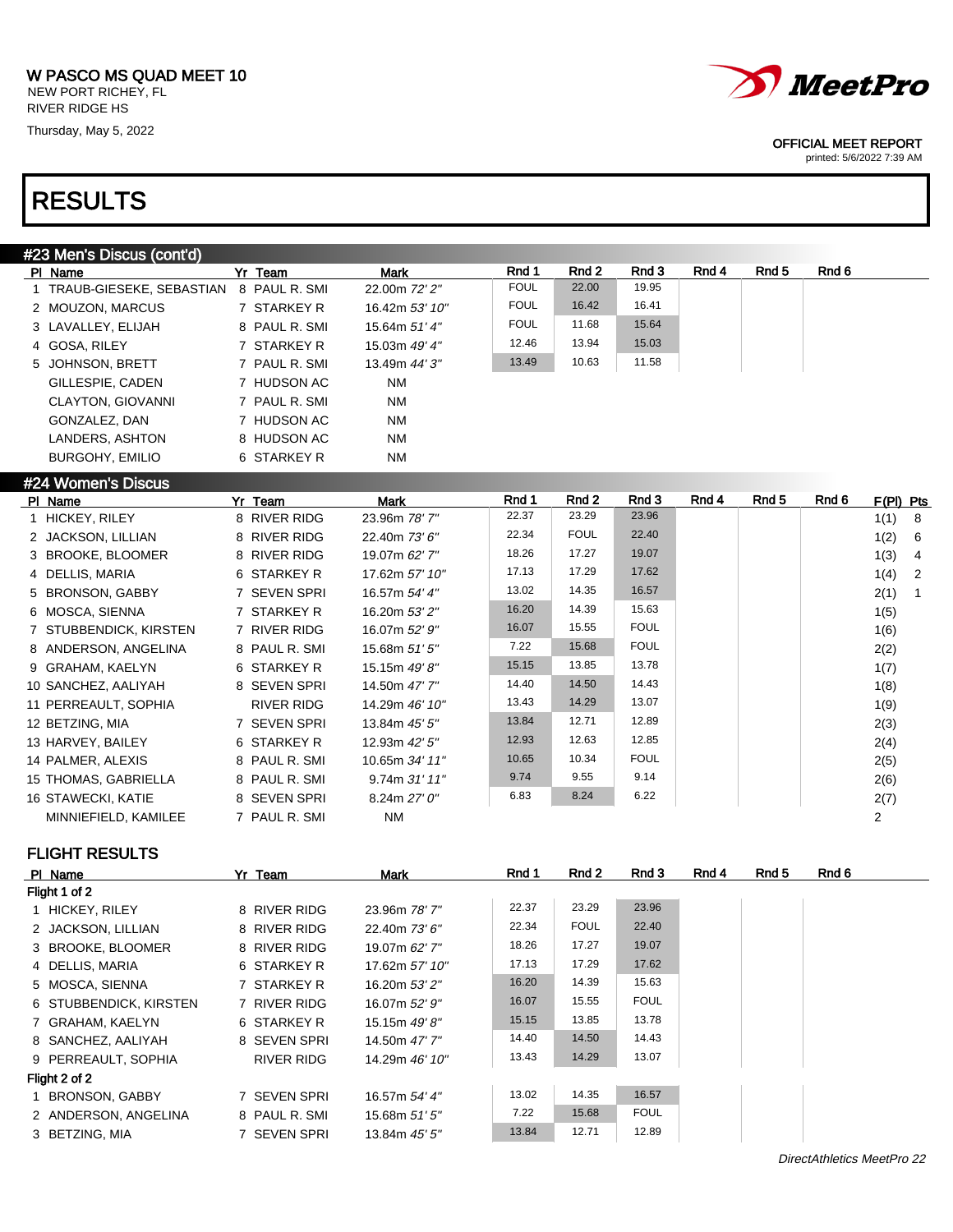W PASCO MS QUAD MEET 10
NEW PORT RICHEY, FL
RIVER RIDGE HS
Thursday, May 5, 2022

OFFICIAL MEET REPORT
printed: 5/6/2022 7:39 AM

# RESULTS

## #23 Men's Discus (cont'd)

| Pl | Name | Yr | Team | Mark | Rnd 1 | Rnd 2 | Rnd 3 | Rnd 4 | Rnd 5 | Rnd 6 |
|---|---|---|---|---|---|---|---|---|---|---|
| 1 | TRAUB-GIESEKE, SEBASTIAN | 8 | PAUL R. SMI | 22.00m *72' 2"* | FOUL | 22.00 | 19.95 | | | |
| 2 | MOUZON, MARCUS | 7 | STARKEY R | 16.42m *53' 10"* | FOUL | 16.42 | 16.41 | | | |
| 3 | LAVALLEY, ELIJAH | 8 | PAUL R. SMI | 15.64m *51' 4"* | FOUL | 11.68 | 15.64 | | | |
| 4 | GOSA, RILEY | 7 | STARKEY R | 15.03m *49' 4"* | 12.46 | 13.94 | 15.03 | | | |
| 5 | JOHNSON, BRETT | 7 | PAUL R. SMI | 13.49m *44' 3"* | 13.49 | 10.63 | 11.58 | | | |
| | GILLESPIE, CADEN | 7 | HUDSON AC | NM | | | | | | |
| | CLAYTON, GIOVANNI | 7 | PAUL R. SMI | NM | | | | | | |
| | GONZALEZ, DAN | 7 | HUDSON AC | NM | | | | | | |
| | LANDERS, ASHTON | 8 | HUDSON AC | NM | | | | | | |
| | BURGOHY, EMILIO | 6 | STARKEY R | NM | | | | | | |

## #24 Women's Discus

| Pl | Name | Yr | Team | Mark | Rnd 1 | Rnd 2 | Rnd 3 | Rnd 4 | Rnd 5 | Rnd 6 | F(Pl) | Pts |
|---|---|---|---|---|---|---|---|---|---|---|---|---|
| 1 | HICKEY, RILEY | 8 | RIVER RIDG | 23.96m *78' 7"* | 22.37 | 23.29 | 23.96 | | | | 1(1) | 8 |
| 2 | JACKSON, LILLIAN | 8 | RIVER RIDG | 22.40m *73' 6"* | 22.34 | FOUL | 22.40 | | | | 1(2) | 6 |
| 3 | BROOKE, BLOOMER | 8 | RIVER RIDG | 19.07m *62' 7"* | 18.26 | 17.27 | 19.07 | | | | 1(3) | 4 |
| 4 | DELLIS, MARIA | 6 | STARKEY R | 17.62m *57' 10"* | 17.13 | 17.29 | 17.62 | | | | 1(4) | 2 |
| 5 | BRONSON, GABBY | 7 | SEVEN SPRI | 16.57m *54' 4"* | 13.02 | 14.35 | 16.57 | | | | 2(1) | 1 |
| 6 | MOSCA, SIENNA | 7 | STARKEY R | 16.20m *53' 2"* | 16.20 | 14.39 | 15.63 | | | | 1(5) | |
| 7 | STUBBENDICK, KIRSTEN | 7 | RIVER RIDG | 16.07m *52' 9"* | 16.07 | 15.55 | FOUL | | | | 1(6) | |
| 8 | ANDERSON, ANGELINA | 8 | PAUL R. SMI | 15.68m *51' 5"* | 7.22 | 15.68 | FOUL | | | | 2(2) | |
| 9 | GRAHAM, KAELYN | 6 | STARKEY R | 15.15m *49' 8"* | 15.15 | 13.85 | 13.78 | | | | 1(7) | |
| 10 | SANCHEZ, AALIYAH | 8 | SEVEN SPRI | 14.50m *47' 7"* | 14.40 | 14.50 | 14.43 | | | | 1(8) | |
| 11 | PERREAULT, SOPHIA | | RIVER RIDG | 14.29m *46' 10"* | 13.43 | 14.29 | 13.07 | | | | 1(9) | |
| 12 | BETZING, MIA | 7 | SEVEN SPRI | 13.84m *45' 5"* | 13.84 | 12.71 | 12.89 | | | | 2(3) | |
| 13 | HARVEY, BAILEY | 6 | STARKEY R | 12.93m *42' 5"* | 12.93 | 12.63 | 12.85 | | | | 2(4) | |
| 14 | PALMER, ALEXIS | 8 | PAUL R. SMI | 10.65m *34' 11"* | 10.65 | 10.34 | FOUL | | | | 2(5) | |
| 15 | THOMAS, GABRIELLA | 8 | PAUL R. SMI | 9.74m *31' 11"* | 9.74 | 9.55 | 9.14 | | | | 2(6) | |
| 16 | STAWECKI, KATIE | 8 | SEVEN SPRI | 8.24m *27' 0"* | 6.83 | 8.24 | 6.22 | | | | 2(7) | |
| | MINNIEFIELD, KAMILEE | 7 | PAUL R. SMI | NM | | | | | | | 2 | |

### FLIGHT RESULTS

| Pl | Name | Yr | Team | Mark | Rnd 1 | Rnd 2 | Rnd 3 | Rnd 4 | Rnd 5 | Rnd 6 |
|---|---|---|---|---|---|---|---|---|---|---|
| **Flight 1 of 2** | | | | | | | | | | |
| 1 | HICKEY, RILEY | 8 | RIVER RIDG | 23.96m *78' 7"* | 22.37 | 23.29 | 23.96 | | | |
| 2 | JACKSON, LILLIAN | 8 | RIVER RIDG | 22.40m *73' 6"* | 22.34 | FOUL | 22.40 | | | |
| 3 | BROOKE, BLOOMER | 8 | RIVER RIDG | 19.07m *62' 7"* | 18.26 | 17.27 | 19.07 | | | |
| 4 | DELLIS, MARIA | 6 | STARKEY R | 17.62m *57' 10"* | 17.13 | 17.29 | 17.62 | | | |
| 5 | MOSCA, SIENNA | 7 | STARKEY R | 16.20m *53' 2"* | 16.20 | 14.39 | 15.63 | | | |
| 6 | STUBBENDICK, KIRSTEN | 7 | RIVER RIDG | 16.07m *52' 9"* | 16.07 | 15.55 | FOUL | | | |
| 7 | GRAHAM, KAELYN | 6 | STARKEY R | 15.15m *49' 8"* | 15.15 | 13.85 | 13.78 | | | |
| 8 | SANCHEZ, AALIYAH | 8 | SEVEN SPRI | 14.50m *47' 7"* | 14.40 | 14.50 | 14.43 | | | |
| 9 | PERREAULT, SOPHIA | | RIVER RIDG | 14.29m *46' 10"* | 13.43 | 14.29 | 13.07 | | | |
| **Flight 2 of 2** | | | | | | | | | | |
| 1 | BRONSON, GABBY | 7 | SEVEN SPRI | 16.57m *54' 4"* | 13.02 | 14.35 | 16.57 | | | |
| 2 | ANDERSON, ANGELINA | 8 | PAUL R. SMI | 15.68m *51' 5"* | 7.22 | 15.68 | FOUL | | | |
| 3 | BETZING, MIA | 7 | SEVEN SPRI | 13.84m *45' 5"* | 13.84 | 12.71 | 12.89 | | | |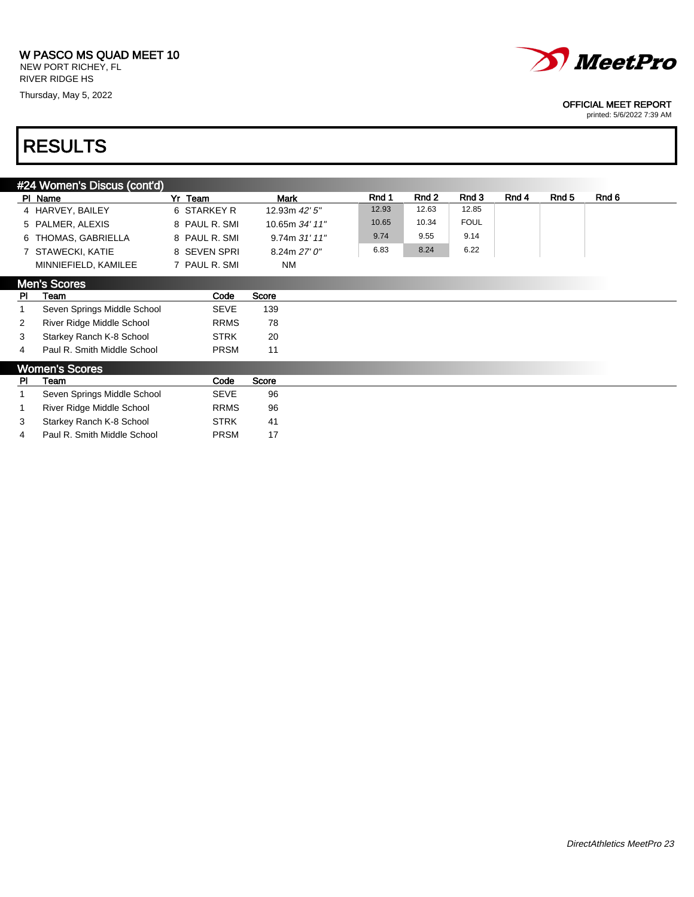W PASCO MS QUAD MEET 10
NEW PORT RICHEY, FL
RIVER RIDGE HS
Thursday, May 5, 2022

OFFICIAL MEET REPORT
printed: 5/6/2022 7:39 AM

# RESULTS

## #24 Women's Discus (cont'd)

| Pl | Name | Yr | Team | Mark | Rnd 1 | Rnd 2 | Rnd 3 | Rnd 4 | Rnd 5 | Rnd 6 |
|---|---|---|---|---|---|---|---|---|---|---|
| 4 | HARVEY, BAILEY | 6 | STARKEY R | 12.93m *42' 5"* | 12.93 | 12.63 | 12.85 | | | |
| 5 | PALMER, ALEXIS | 8 | PAUL R. SMI | 10.65m *34' 11"* | 10.65 | 10.34 | FOUL | | | |
| 6 | THOMAS, GABRIELLA | 8 | PAUL R. SMI | 9.74m *31' 11"* | 9.74 | 9.55 | 9.14 | | | |
| 7 | STAWECKI, KATIE | 8 | SEVEN SPRI | 8.24m *27' 0"* | 6.83 | 8.24 | 6.22 | | | |
| | MINNIEFIELD, KAMILEE | 7 | PAUL R. SMI | NM | | | | | | |

## Men's Scores

| Pl | Team | Code | Score |
|---|---|---|---|
| 1 | Seven Springs Middle School | SEVE | 139 |
| 2 | River Ridge Middle School | RRMS | 78 |
| 3 | Starkey Ranch K-8 School | STRK | 20 |
| 4 | Paul R. Smith Middle School | PRSM | 11 |

## Women's Scores

| Pl | Team | Code | Score |
|---|---|---|---|
| 1 | Seven Springs Middle School | SEVE | 96 |
| 1 | River Ridge Middle School | RRMS | 96 |
| 3 | Starkey Ranch K-8 School | STRK | 41 |
| 4 | Paul R. Smith Middle School | PRSM | 17 |